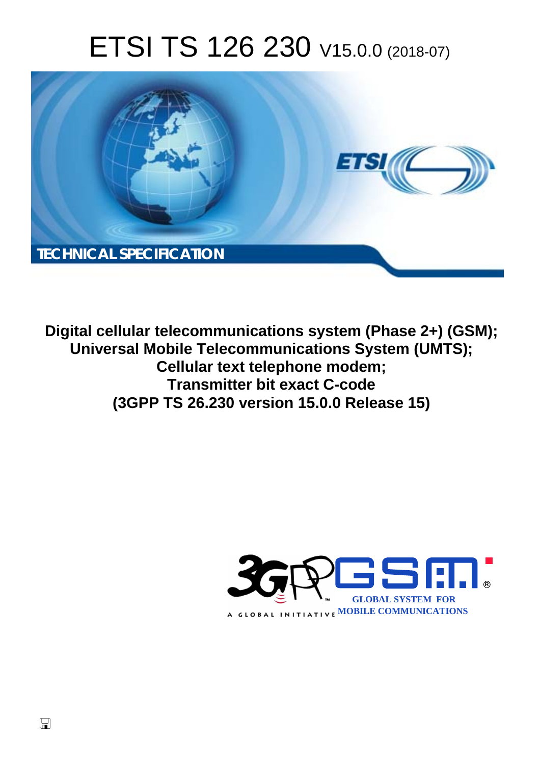# ETSI TS 126 230 V15.0.0 (2018-07)

TECHNICAL SPECIFICATION

**Digital cellular telecommunications system (Phase 2+) (GSM); Universal Mobile Telecommunications System (UMTS); Cellular text telephone modem; Transmitter bit exact C-code (3GPP TS 26.230 version 15.0.0 Release 15)**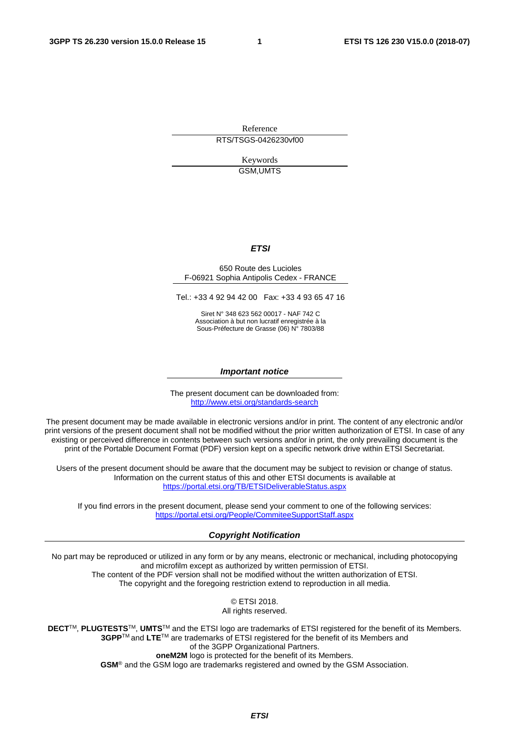Reference

RTS/TSGS-0426230vf00

Keywords

GSM,UMTS

***ETSI***

650 Route des Lucioles
F-06921 Sophia Antipolis Cedex - FRANCE

Tel.: +33 4 92 94 42 00 Fax: +33 4 93 65 47 16

Siret N° 348 623 562 00017 - NAF 742 C
Association à but non lucratif enregistrée à la
Sous-Préfecture de Grasse (06) N° 7803/88

***Important notice***

The present document can be downloaded from:
http://www.etsi.org/standards-search

The present document may be made available in electronic versions and/or in print. The content of any electronic and/or print versions of the present document shall not be modified without the prior written authorization of ETSI. In case of any existing or perceived difference in contents between such versions and/or in print, the only prevailing document is the print of the Portable Document Format (PDF) version kept on a specific network drive within ETSI Secretariat.

Users of the present document should be aware that the document may be subject to revision or change of status. Information on the current status of this and other ETSI documents is available at
https://portal.etsi.org/TB/ETSIDeliverableStatus.aspx

If you find errors in the present document, please send your comment to one of the following services:
https://portal.etsi.org/People/CommiteeSupportStaff.aspx

***Copyright Notification***

No part may be reproduced or utilized in any form or by any means, electronic or mechanical, including photocopying and microfilm except as authorized by written permission of ETSI.
The content of the PDF version shall not be modified without the written authorization of ETSI.
The copyright and the foregoing restriction extend to reproduction in all media.

© ETSI 2018.
All rights reserved.

**DECT**™, **PLUGTESTS**™, **UMTS**™ and the ETSI logo are trademarks of ETSI registered for the benefit of its Members.
**3GPP**™ and **LTE**™ are trademarks of ETSI registered for the benefit of its Members and of the 3GPP Organizational Partners.
**oneM2M** logo is protected for the benefit of its Members.
**GSM**® and the GSM logo are trademarks registered and owned by the GSM Association.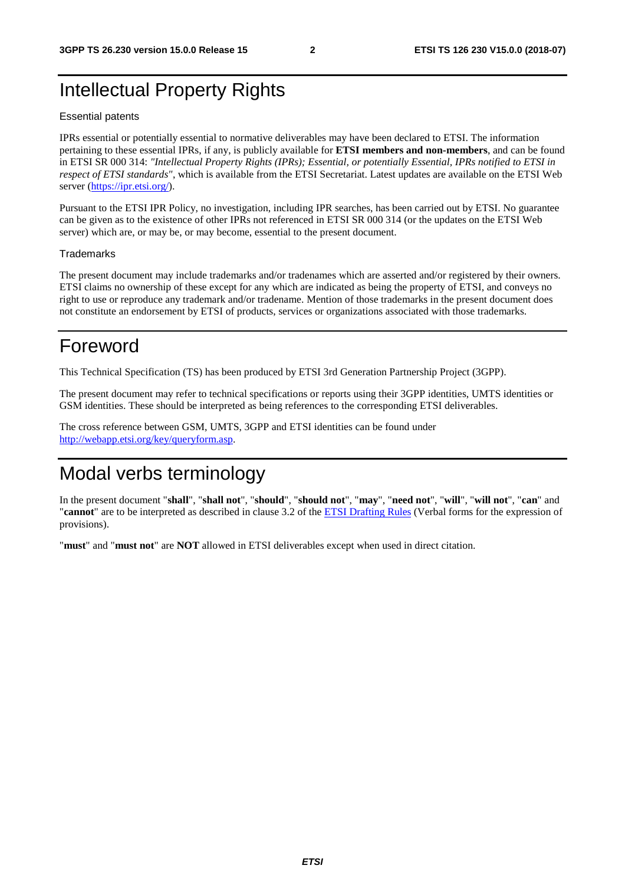# Intellectual Property Rights

Essential patents

IPRs essential or potentially essential to normative deliverables may have been declared to ETSI. The information pertaining to these essential IPRs, if any, is publicly available for **ETSI members and non-members**, and can be found in ETSI SR 000 314: *"Intellectual Property Rights (IPRs); Essential, or potentially Essential, IPRs notified to ETSI in respect of ETSI standards"*, which is available from the ETSI Secretariat. Latest updates are available on the ETSI Web server (https://ipr.etsi.org/).

Pursuant to the ETSI IPR Policy, no investigation, including IPR searches, has been carried out by ETSI. No guarantee can be given as to the existence of other IPRs not referenced in ETSI SR 000 314 (or the updates on the ETSI Web server) which are, or may be, or may become, essential to the present document.

Trademarks

The present document may include trademarks and/or tradenames which are asserted and/or registered by their owners. ETSI claims no ownership of these except for any which are indicated as being the property of ETSI, and conveys no right to use or reproduce any trademark and/or tradename. Mention of those trademarks in the present document does not constitute an endorsement by ETSI of products, services or organizations associated with those trademarks.

# Foreword

This Technical Specification (TS) has been produced by ETSI 3rd Generation Partnership Project (3GPP).

The present document may refer to technical specifications or reports using their 3GPP identities, UMTS identities or GSM identities. These should be interpreted as being references to the corresponding ETSI deliverables.

The cross reference between GSM, UMTS, 3GPP and ETSI identities can be found under http://webapp.etsi.org/key/queryform.asp.

# Modal verbs terminology

In the present document "**shall**", "**shall not**", "**should**", "**should not**", "**may**", "**need not**", "**will**", "**will not**", "**can**" and "**cannot**" are to be interpreted as described in clause 3.2 of the ETSI Drafting Rules (Verbal forms for the expression of provisions).

"**must**" and "**must not**" are **NOT** allowed in ETSI deliverables except when used in direct citation.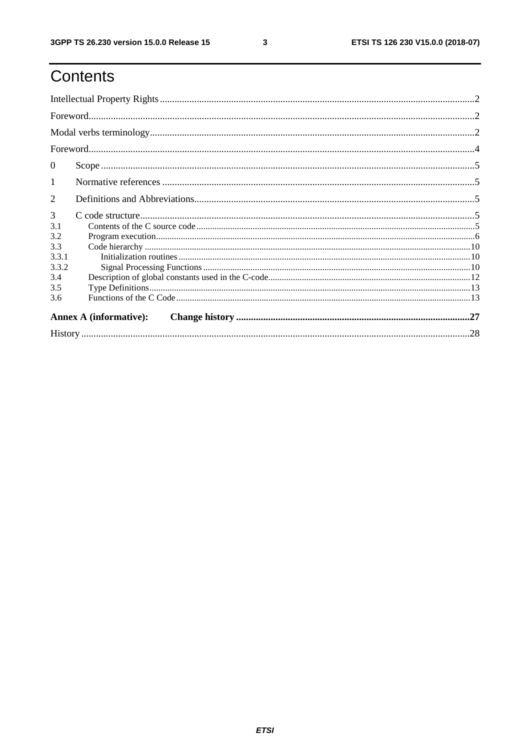# Contents

Intellectual Property Rights .......... 2

Foreword .......... 2

Modal verbs terminology .......... 2

Foreword .......... 4

0 Scope .......... 5

1 Normative references .......... 5

2 Definitions and Abbreviations .......... 5

3 C code structure .......... 5

3.1 Contents of the C source code .......... 5

3.2 Program execution .......... 6

3.3 Code hierarchy .......... 10

3.3.1 Initialization routines .......... 10

3.3.2 Signal Processing Functions .......... 10

3.4 Description of global constants used in the C-code .......... 12

3.5 Type Definitions .......... 13

3.6 Functions of the C Code .......... 13

**Annex A (informative): Change history .......... 27**

History .......... 28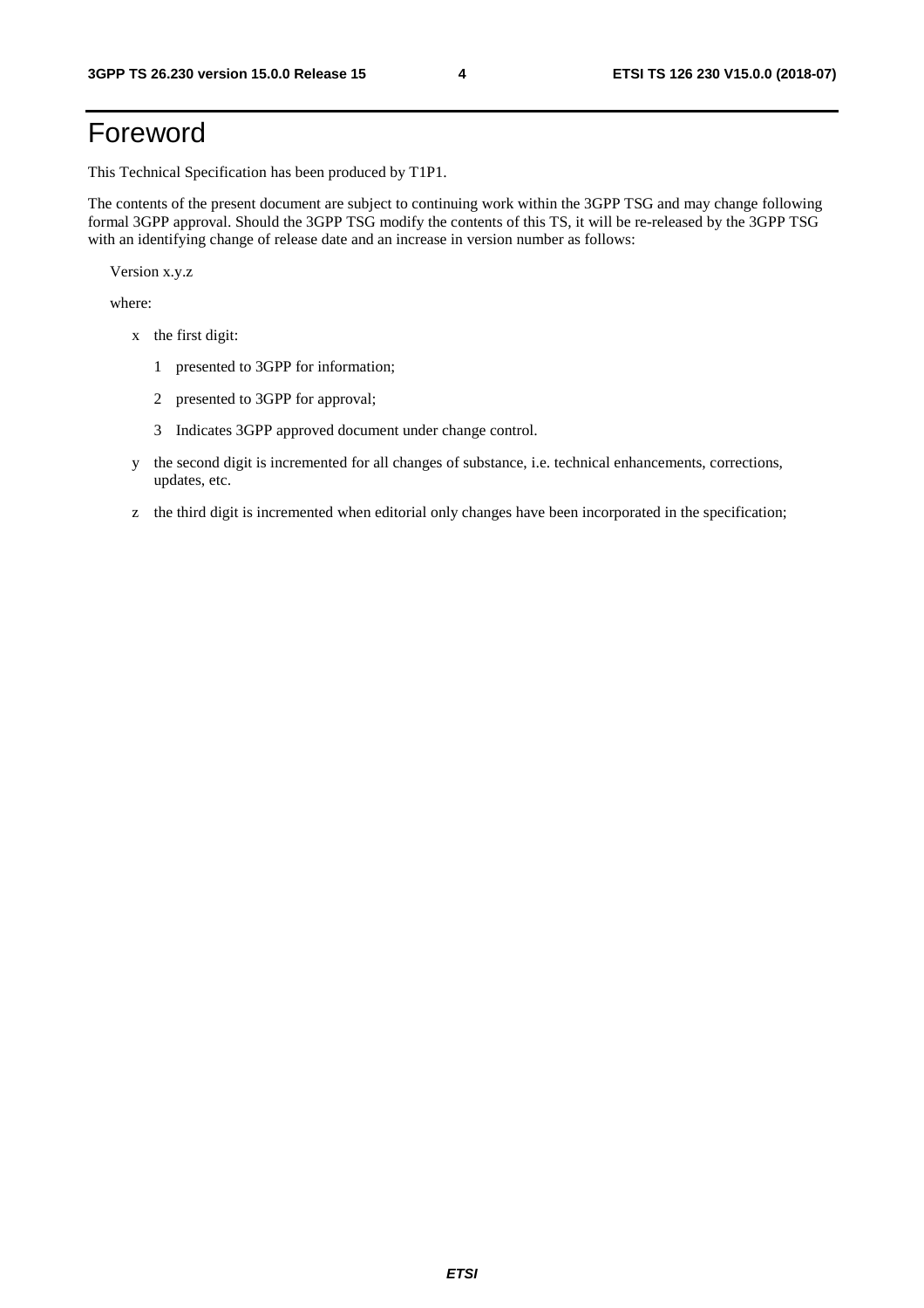# Foreword

This Technical Specification has been produced by T1P1.

The contents of the present document are subject to continuing work within the 3GPP TSG and may change following formal 3GPP approval. Should the 3GPP TSG modify the contents of this TS, it will be re-released by the 3GPP TSG with an identifying change of release date and an increase in version number as follows:

Version x.y.z

where:

- x the first digit:
  - 1 presented to 3GPP for information;
  - 2 presented to 3GPP for approval;
  - 3 Indicates 3GPP approved document under change control.
- y the second digit is incremented for all changes of substance, i.e. technical enhancements, corrections, updates, etc.
- z the third digit is incremented when editorial only changes have been incorporated in the specification;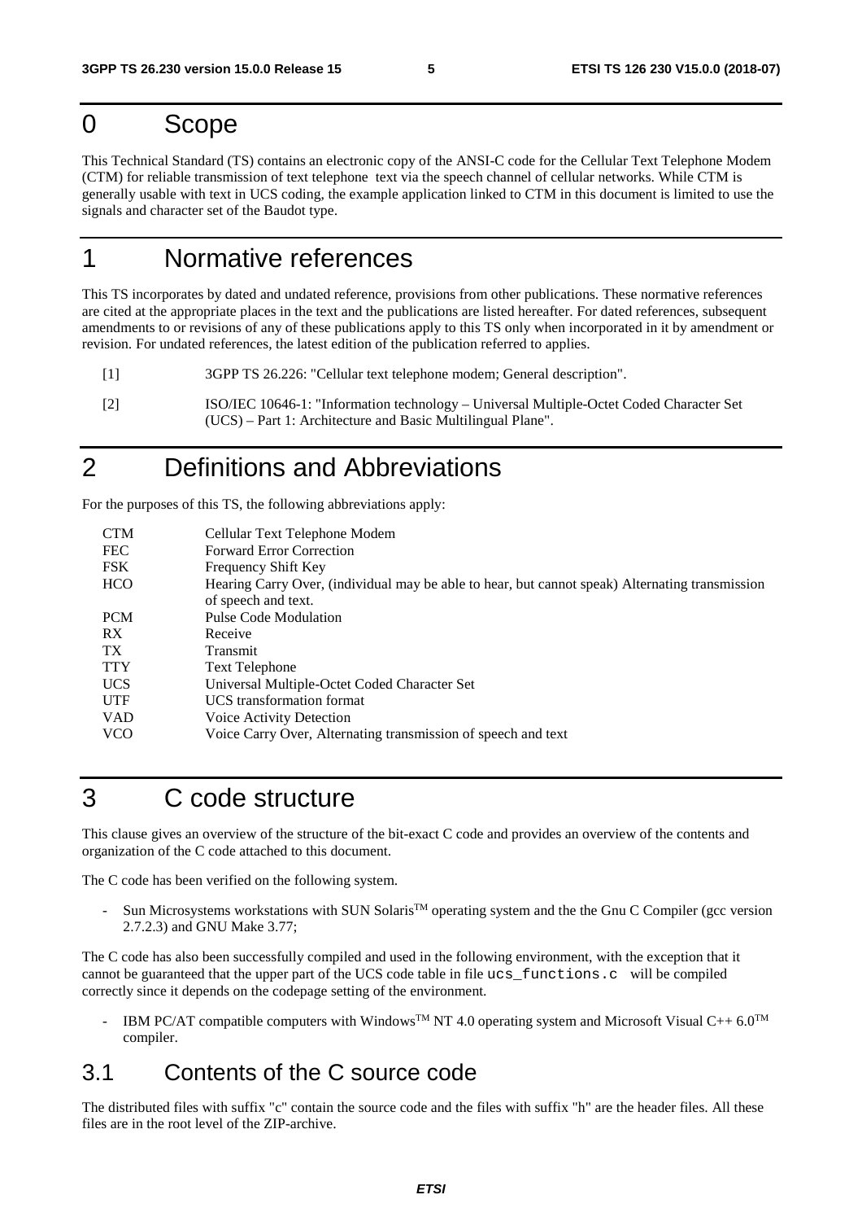# 0 Scope

This Technical Standard (TS) contains an electronic copy of the ANSI-C code for the Cellular Text Telephone Modem (CTM) for reliable transmission of text telephone text via the speech channel of cellular networks. While CTM is generally usable with text in UCS coding, the example application linked to CTM in this document is limited to use the signals and character set of the Baudot type.

# 1 Normative references

This TS incorporates by dated and undated reference, provisions from other publications. These normative references are cited at the appropriate places in the text and the publications are listed hereafter. For dated references, subsequent amendments to or revisions of any of these publications apply to this TS only when incorporated in it by amendment or revision. For undated references, the latest edition of the publication referred to applies.

[1] 3GPP TS 26.226: "Cellular text telephone modem; General description".

[2] ISO/IEC 10646-1: "Information technology – Universal Multiple-Octet Coded Character Set (UCS) – Part 1: Architecture and Basic Multilingual Plane".

# 2 Definitions and Abbreviations

For the purposes of this TS, the following abbreviations apply:

| | |
|---|---|
| CTM | Cellular Text Telephone Modem |
| FEC | Forward Error Correction |
| FSK | Frequency Shift Key |
| HCO | Hearing Carry Over, (individual may be able to hear, but cannot speak) Alternating transmission of speech and text. |
| PCM | Pulse Code Modulation |
| RX | Receive |
| TX | Transmit |
| TTY | Text Telephone |
| UCS | Universal Multiple-Octet Coded Character Set |
| UTF | UCS transformation format |
| VAD | Voice Activity Detection |
| VCO | Voice Carry Over, Alternating transmission of speech and text |

# 3 C code structure

This clause gives an overview of the structure of the bit-exact C code and provides an overview of the contents and organization of the C code attached to this document.

The C code has been verified on the following system.

- Sun Microsystems workstations with SUN Solaris™ operating system and the the Gnu C Compiler (gcc version 2.7.2.3) and GNU Make 3.77;

The C code has also been successfully compiled and used in the following environment, with the exception that it cannot be guaranteed that the upper part of the UCS code table in file `ucs_functions.c` will be compiled correctly since it depends on the codepage setting of the environment.

- IBM PC/AT compatible computers with Windows™ NT 4.0 operating system and Microsoft Visual C++ 6.0™ compiler.

## 3.1 Contents of the C source code

The distributed files with suffix "c" contain the source code and the files with suffix "h" are the header files. All these files are in the root level of the ZIP-archive.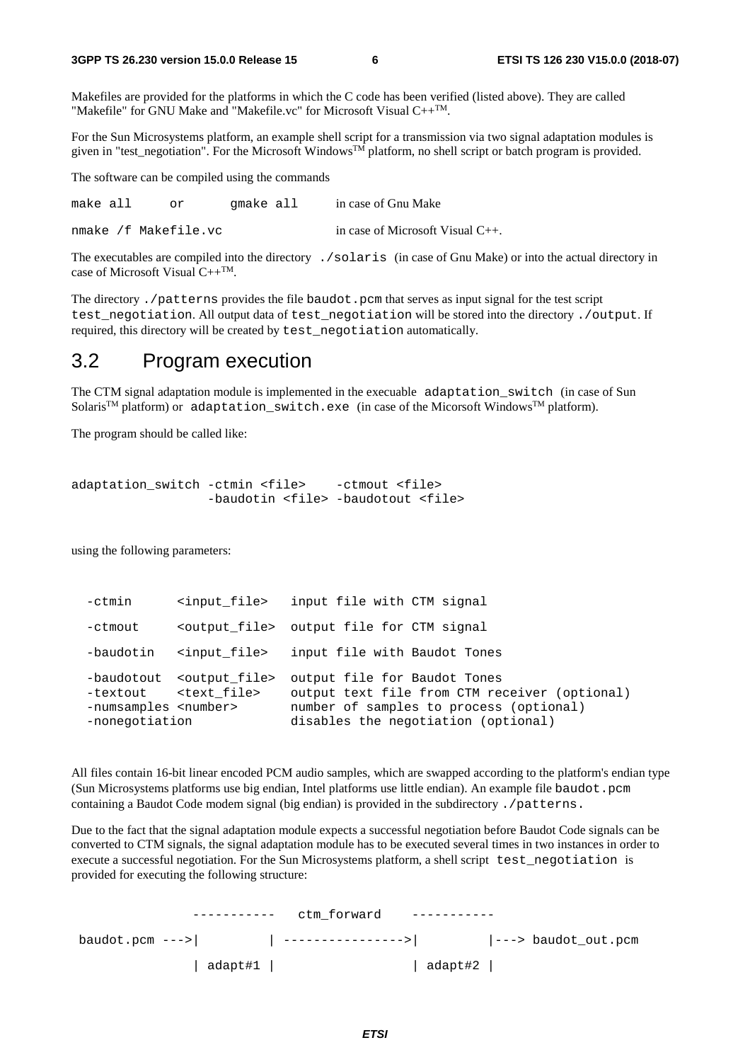Makefiles are provided for the platforms in which the C code has been verified (listed above). They are called "Makefile" for GNU Make and "Makefile.vc" for Microsoft Visual C++TM.

For the Sun Microsystems platform, an example shell script for a transmission via two signal adaptation modules is given in "test_negotiation". For the Microsoft WindowsTM platform, no shell script or batch program is provided.

The software can be compiled using the commands

| | |
|---|---|
| `make all` or `gmake all` | in case of Gnu Make |
| `nmake /f Makefile.vc` | in case of Microsoft Visual C++. |

The executables are compiled into the directory `./solaris` (in case of Gnu Make) or into the actual directory in case of Microsoft Visual C++TM.

The directory `./patterns` provides the file `baudot.pcm` that serves as input signal for the test script `test_negotiation`. All output data of `test_negotiation` will be stored into the directory `./output`. If required, this directory will be created by `test_negotiation` automatically.

## 3.2 Program execution

The CTM signal adaptation module is implemented in the execuable `adaptation_switch` (in case of Sun SolarisTM platform) or `adaptation_switch.exe` (in case of the Micorsoft WindowsTM platform).

The program should be called like:

```
adaptation_switch -ctmin <file>    -ctmout <file>
                  -baudotin <file> -baudotout <file>
```

using the following parameters:

```
  -ctmin      <input_file>   input file with CTM signal
  -ctmout     <output_file>  output file for CTM signal
  -baudotin   <input_file>   input file with Baudot Tones
  -baudotout  <output_file>  output file for Baudot Tones
  -textout    <text_file>    output text file from CTM receiver (optional)
  -numsamples <number>       number of samples to process (optional)
  -nonegotiation             disables the negotiation (optional)
```

All files contain 16-bit linear encoded PCM audio samples, which are swapped according to the platform's endian type (Sun Microsystems platforms use big endian, Intel platforms use little endian). An example file `baudot.pcm` containing a Baudot Code modem signal (big endian) is provided in the subdirectory `./patterns`.

Due to the fact that the signal adaptation module expects a successful negotiation before Baudot Code signals can be converted to CTM signals, the signal adaptation module has to be executed several times in two instances in order to execute a successful negotiation. For the Sun Microsystems platform, a shell script `test_negotiation` is provided for executing the following structure:

```
               -----------   ctm_forward    -----------
baudot.pcm --->|         | ---------------->|         |---> baudot_out.pcm
               | adapt#1 |                  | adapt#2 |
```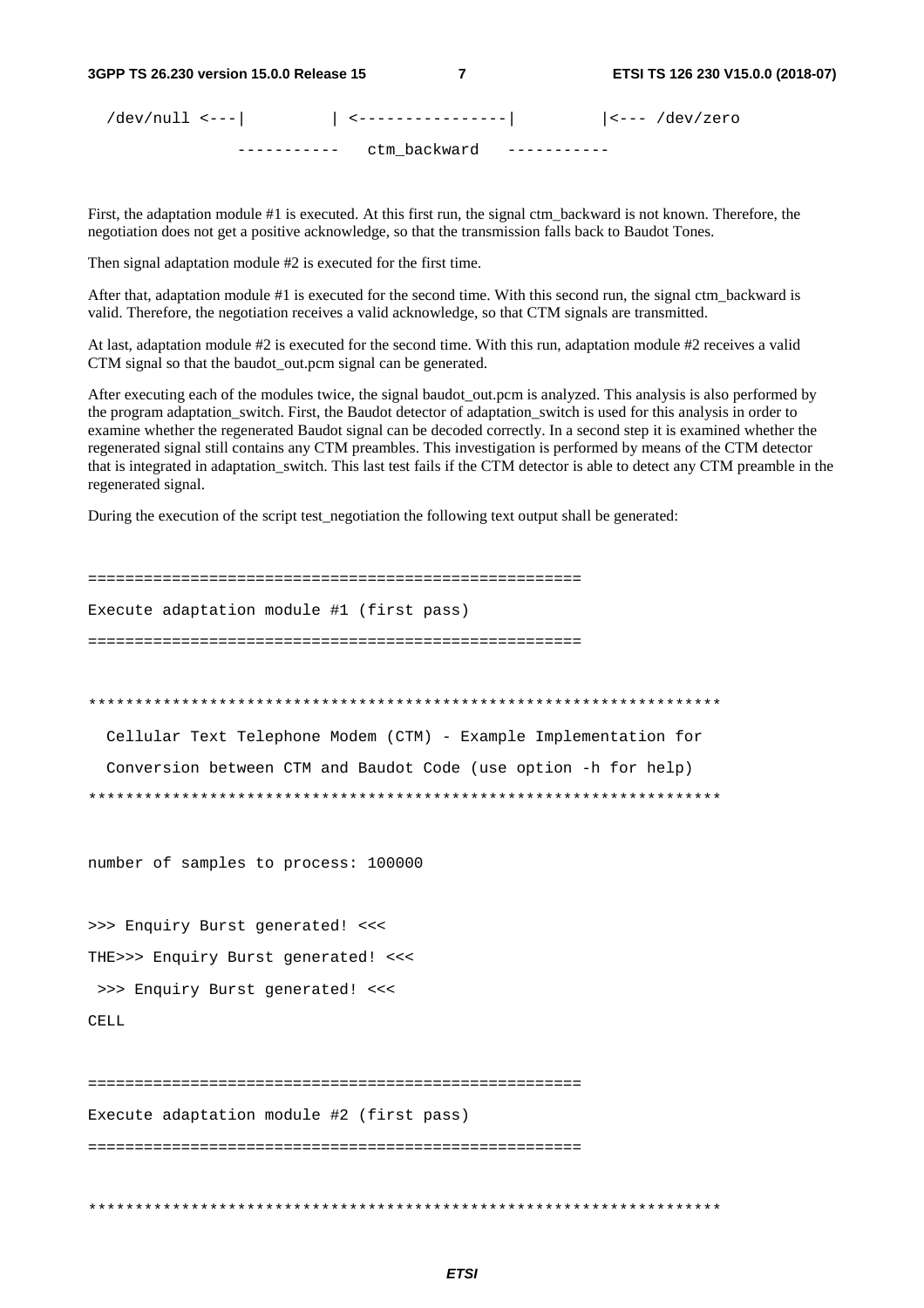```
  /dev/null <---|         | <----------------|         |<--- /dev/zero
              -----------   ctm_backward   -----------
```

First, the adaptation module #1 is executed. At this first run, the signal ctm_backward is not known. Therefore, the negotiation does not get a positive acknowledge, so that the transmission falls back to Baudot Tones.

Then signal adaptation module #2 is executed for the first time.

After that, adaptation module #1 is executed for the second time. With this second run, the signal ctm_backward is valid. Therefore, the negotiation receives a valid acknowledge, so that CTM signals are transmitted.

At last, adaptation module #2 is executed for the second time. With this run, adaptation module #2 receives a valid CTM signal so that the baudot_out.pcm signal can be generated.

After executing each of the modules twice, the signal baudot_out.pcm is analyzed. This analysis is also performed by the program adaptation_switch. First, the Baudot detector of adaptation_switch is used for this analysis in order to examine whether the regenerated Baudot signal can be decoded correctly. In a second step it is examined whether the regenerated signal still contains any CTM preambles. This investigation is performed by means of the CTM detector that is integrated in adaptation_switch. This last test fails if the CTM detector is able to detect any CTM preamble in the regenerated signal.

During the execution of the script test_negotiation the following text output shall be generated:

```
=====================================================
Execute adaptation module #1 (first pass)
=====================================================

*********************************************************************
  Cellular Text Telephone Modem (CTM) - Example Implementation for
  Conversion between CTM and Baudot Code (use option -h for help)
*********************************************************************

number of samples to process: 100000

>>> Enquiry Burst generated! <<<
THE>>> Enquiry Burst generated! <<<
 >>> Enquiry Burst generated! <<<
CELL

=====================================================
Execute adaptation module #2 (first pass)
=====================================================

*********************************************************************
```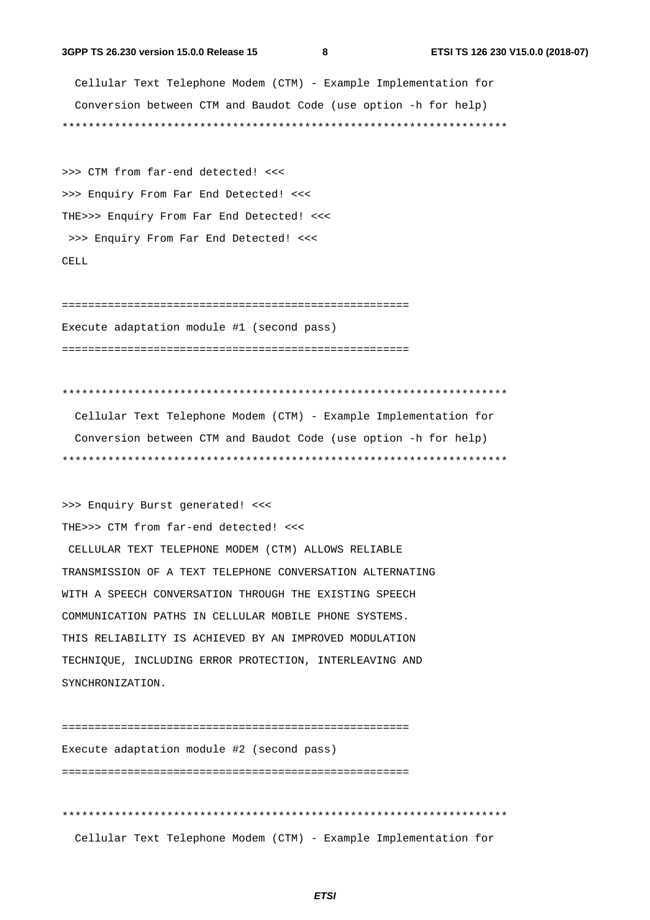```
  Cellular Text Telephone Modem (CTM) - Example Implementation for
  Conversion between CTM and Baudot Code (use option -h for help)
**********************************************************************

>>> CTM from far-end detected! <<<
>>> Enquiry From Far End Detected! <<<
THE>>> Enquiry From Far End Detected! <<<
 >>> Enquiry From Far End Detected! <<<
CELL

=====================================================
Execute adaptation module #1 (second pass)
=====================================================

**********************************************************************
  Cellular Text Telephone Modem (CTM) - Example Implementation for
  Conversion between CTM and Baudot Code (use option -h for help)
**********************************************************************

>>> Enquiry Burst generated! <<<
THE>>> CTM from far-end detected! <<<
 CELLULAR TEXT TELEPHONE MODEM (CTM) ALLOWS RELIABLE
TRANSMISSION OF A TEXT TELEPHONE CONVERSATION ALTERNATING
WITH A SPEECH CONVERSATION THROUGH THE EXISTING SPEECH
COMMUNICATION PATHS IN CELLULAR MOBILE PHONE SYSTEMS.
THIS RELIABILITY IS ACHIEVED BY AN IMPROVED MODULATION
TECHNIQUE, INCLUDING ERROR PROTECTION, INTERLEAVING AND
SYNCHRONIZATION.

=====================================================
Execute adaptation module #2 (second pass)
=====================================================

**********************************************************************
  Cellular Text Telephone Modem (CTM) - Example Implementation for
```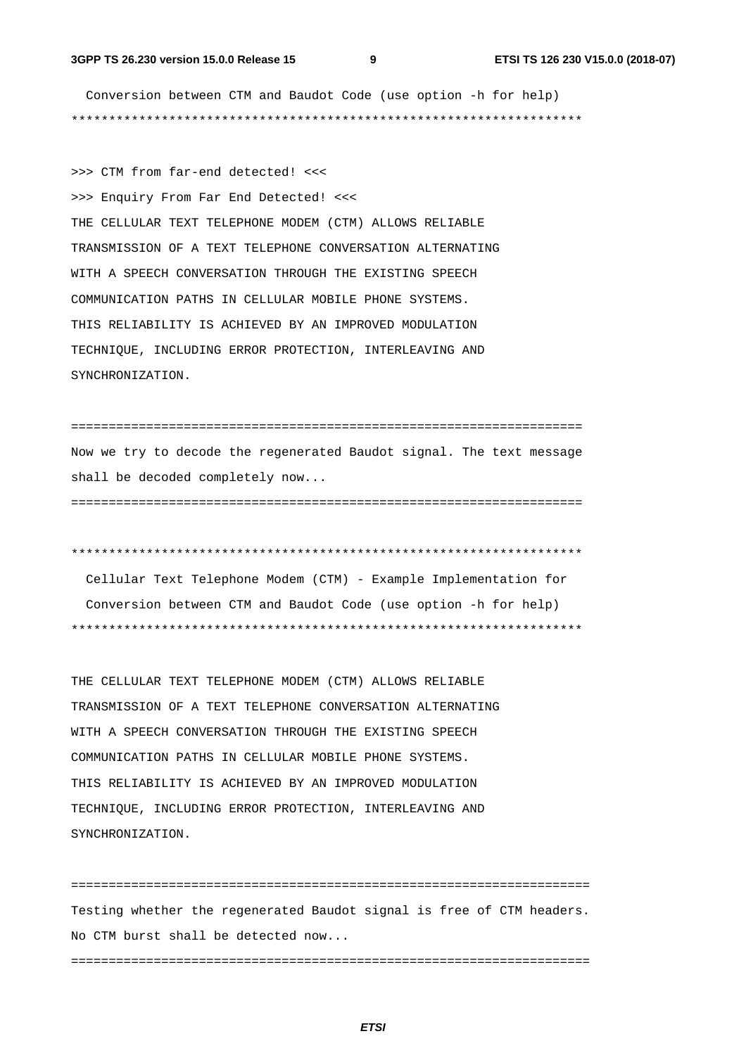```
  Conversion between CTM and Baudot Code (use option -h for help)
*********************************************************************

>>> CTM from far-end detected! <<<
>>> Enquiry From Far End Detected! <<<
THE CELLULAR TEXT TELEPHONE MODEM (CTM) ALLOWS RELIABLE
TRANSMISSION OF A TEXT TELEPHONE CONVERSATION ALTERNATING
WITH A SPEECH CONVERSATION THROUGH THE EXISTING SPEECH
COMMUNICATION PATHS IN CELLULAR MOBILE PHONE SYSTEMS.
THIS RELIABILITY IS ACHIEVED BY AN IMPROVED MODULATION
TECHNIQUE, INCLUDING ERROR PROTECTION, INTERLEAVING AND
SYNCHRONIZATION.

=====================================================================
Now we try to decode the regenerated Baudot signal. The text message
shall be decoded completely now...
=====================================================================

*********************************************************************
  Cellular Text Telephone Modem (CTM) - Example Implementation for
  Conversion between CTM and Baudot Code (use option -h for help)
*********************************************************************

THE CELLULAR TEXT TELEPHONE MODEM (CTM) ALLOWS RELIABLE
TRANSMISSION OF A TEXT TELEPHONE CONVERSATION ALTERNATING
WITH A SPEECH CONVERSATION THROUGH THE EXISTING SPEECH
COMMUNICATION PATHS IN CELLULAR MOBILE PHONE SYSTEMS.
THIS RELIABILITY IS ACHIEVED BY AN IMPROVED MODULATION
TECHNIQUE, INCLUDING ERROR PROTECTION, INTERLEAVING AND
SYNCHRONIZATION.

======================================================================
Testing whether the regenerated Baudot signal is free of CTM headers.
No CTM burst shall be detected now...
======================================================================
```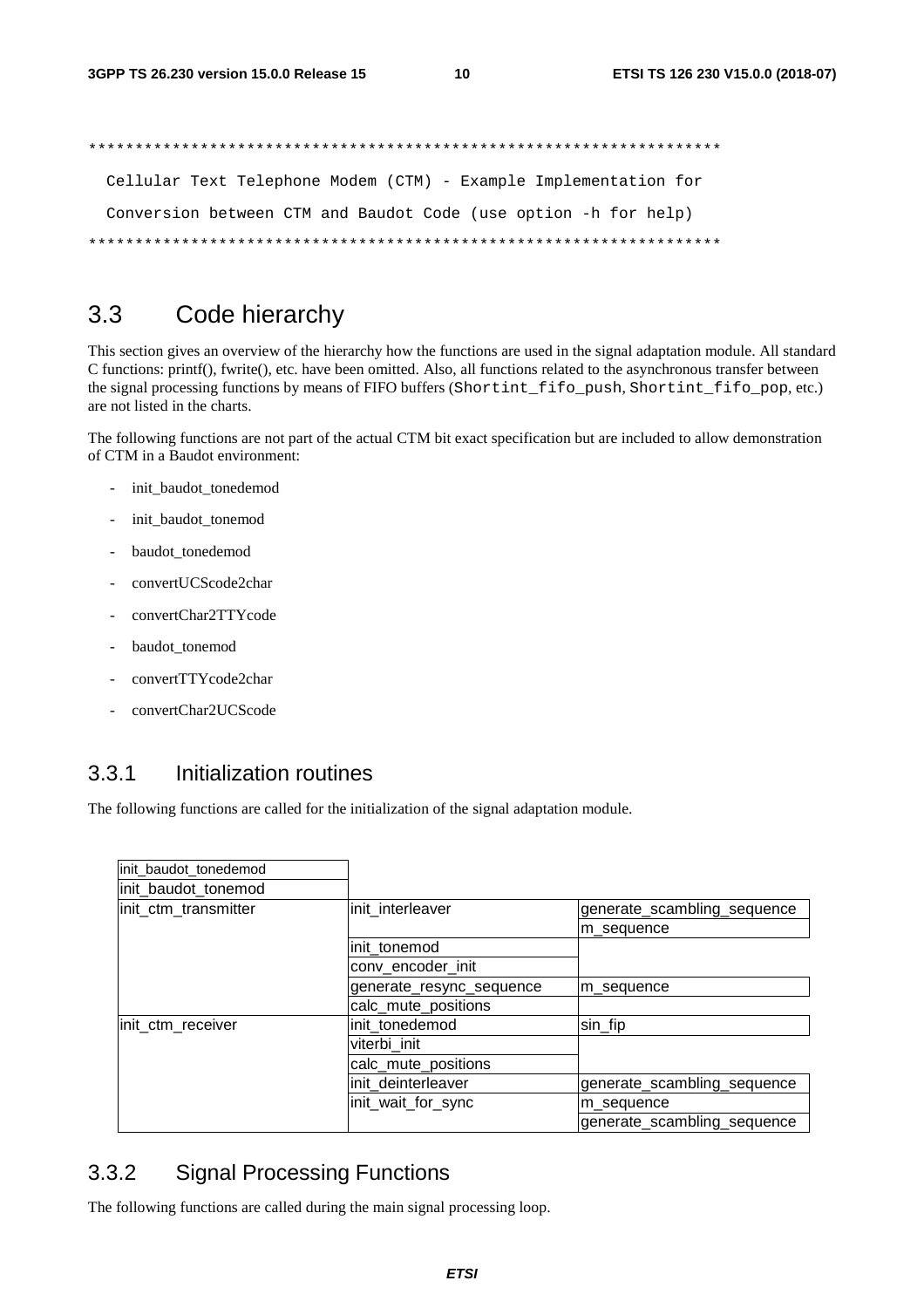```
*******************************************************************
  Cellular Text Telephone Modem (CTM) - Example Implementation for
  Conversion between CTM and Baudot Code (use option -h for help)
*******************************************************************
```

## 3.3 Code hierarchy

This section gives an overview of the hierarchy how the functions are used in the signal adaptation module. All standard C functions: printf(), fwrite(), etc. have been omitted. Also, all functions related to the asynchronous transfer between the signal processing functions by means of FIFO buffers (`Shortint_fifo_push`, `Shortint_fifo_pop`, etc.) are not listed in the charts.

The following functions are not part of the actual CTM bit exact specification but are included to allow demonstration of CTM in a Baudot environment:

- init_baudot_tonedemod
- init_baudot_tonemod
- baudot_tonedemod
- convertUCScode2char
- convertChar2TTYcode
- baudot_tonemod
- convertTTYcode2char
- convertChar2UCScode

### 3.3.1 Initialization routines

The following functions are called for the initialization of the signal adaptation module.

| | | |
|---|---|---|
| init_baudot_tonedemod | | |
| init_baudot_tonemod | | |
| init_ctm_transmitter | init_interleaver | generate_scambling_sequence |
| | | m_sequence |
| | init_tonemod | |
| | conv_encoder_init | |
| | generate_resync_sequence | m_sequence |
| | calc_mute_positions | |
| init_ctm_receiver | init_tonedemod | sin_fip |
| | viterbi_init | |
| | calc_mute_positions | |
| | init_deinterleaver | generate_scambling_sequence |
| | init_wait_for_sync | m_sequence |
| | | generate_scambling_sequence |

### 3.3.2 Signal Processing Functions

The following functions are called during the main signal processing loop.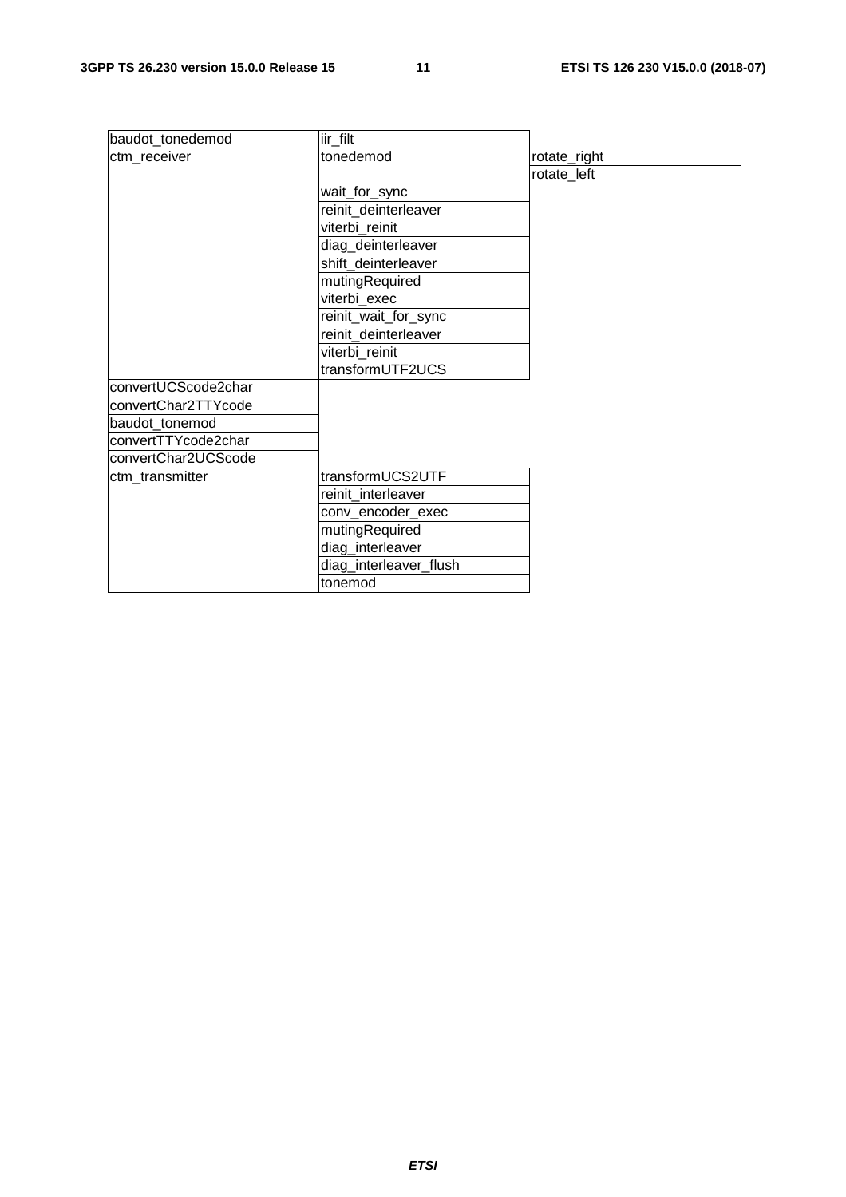| | | |
|---|---|---|
| baudot_tonedemod | iir_filt | |
| ctm_receiver | tonedemod | rotate_right |
| | | rotate_left |
| | wait_for_sync | |
| | reinit_deinterleaver | |
| | viterbi_reinit | |
| | diag_deinterleaver | |
| | shift_deinterleaver | |
| | mutingRequired | |
| | viterbi_exec | |
| | reinit_wait_for_sync | |
| | reinit_deinterleaver | |
| | viterbi_reinit | |
| | transformUTF2UCS | |
| convertUCScode2char | | |
| convertChar2TTYcode | | |
| baudot_tonemod | | |
| convertTTYcode2char | | |
| convertChar2UCScode | | |
| ctm_transmitter | transformUCS2UTF | |
| | reinit_interleaver | |
| | conv_encoder_exec | |
| | mutingRequired | |
| | diag_interleaver | |
| | diag_interleaver_flush | |
| | tonemod | |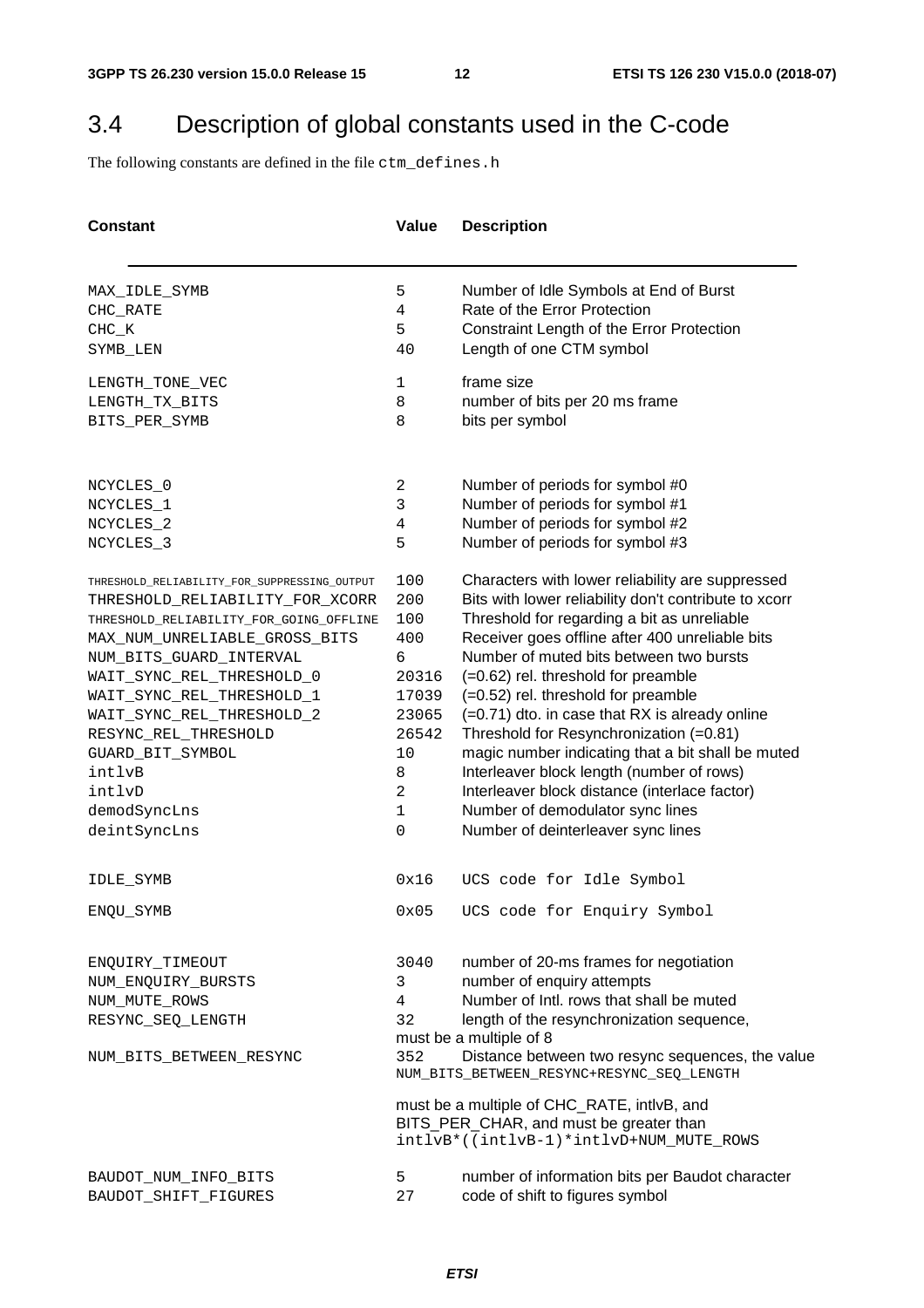## 3.4 Description of global constants used in the C-code

The following constants are defined in the file `ctm_defines.h`

| Constant | Value | Description |
|---|---|---|
| MAX_IDLE_SYMB | 5 | Number of Idle Symbols at End of Burst |
| CHC_RATE | 4 | Rate of the Error Protection |
| CHC_K | 5 | Constraint Length of the Error Protection |
| SYMB_LEN | 40 | Length of one CTM symbol |
| LENGTH_TONE_VEC | 1 | frame size |
| LENGTH_TX_BITS | 8 | number of bits per 20 ms frame |
| BITS_PER_SYMB | 8 | bits per symbol |
| NCYCLES_0 | 2 | Number of periods for symbol #0 |
| NCYCLES_1 | 3 | Number of periods for symbol #1 |
| NCYCLES_2 | 4 | Number of periods for symbol #2 |
| NCYCLES_3 | 5 | Number of periods for symbol #3 |
| THRESHOLD_RELIABILITY_FOR_SUPPRESSING_OUTPUT | 100 | Characters with lower reliability are suppressed |
| THRESHOLD_RELIABILITY_FOR_XCORR | 200 | Bits with lower reliability don't contribute to xcorr |
| THRESHOLD_RELIABILITY_FOR_GOING_OFFLINE | 100 | Threshold for regarding a bit as unreliable |
| MAX_NUM_UNRELIABLE_GROSS_BITS | 400 | Receiver goes offline after 400 unreliable bits |
| NUM_BITS_GUARD_INTERVAL | 6 | Number of muted bits between two bursts |
| WAIT_SYNC_REL_THRESHOLD_0 | 20316 | (=0.62) rel. threshold for preamble |
| WAIT_SYNC_REL_THRESHOLD_1 | 17039 | (=0.52) rel. threshold for preamble |
| WAIT_SYNC_REL_THRESHOLD_2 | 23065 | (=0.71) dto. in case that RX is already online |
| RESYNC_REL_THRESHOLD | 26542 | Threshold for Resynchronization (=0.81) |
| GUARD_BIT_SYMBOL | 10 | magic number indicating that a bit shall be muted |
| intlvB | 8 | Interleaver block length (number of rows) |
| intlvD | 2 | Interleaver block distance (interlace factor) |
| demodSyncLns | 1 | Number of demodulator sync lines |
| deintSyncLns | 0 | Number of deinterleaver sync lines |
| IDLE_SYMB | 0x16 | UCS code for Idle Symbol |
| ENQU_SYMB | 0x05 | UCS code for Enquiry Symbol |
| ENQUIRY_TIMEOUT | 3040 | number of 20-ms frames for negotiation |
| NUM_ENQUIRY_BURSTS | 3 | number of enquiry attempts |
| NUM_MUTE_ROWS | 4 | Number of Intl. rows that shall be muted |
| RESYNC_SEQ_LENGTH | 32 | length of the resynchronization sequence, must be a multiple of 8 |
| NUM_BITS_BETWEEN_RESYNC | 352 | Distance between two resync sequences, the value NUM_BITS_BETWEEN_RESYNC+RESYNC_SEQ_LENGTH must be a multiple of CHC_RATE, intlvB, and BITS_PER_CHAR, and must be greater than intlvB*((intlvB-1)*intlvD+NUM_MUTE_ROWS |
| BAUDOT_NUM_INFO_BITS | 5 | number of information bits per Baudot character |
| BAUDOT_SHIFT_FIGURES | 27 | code of shift to figures symbol |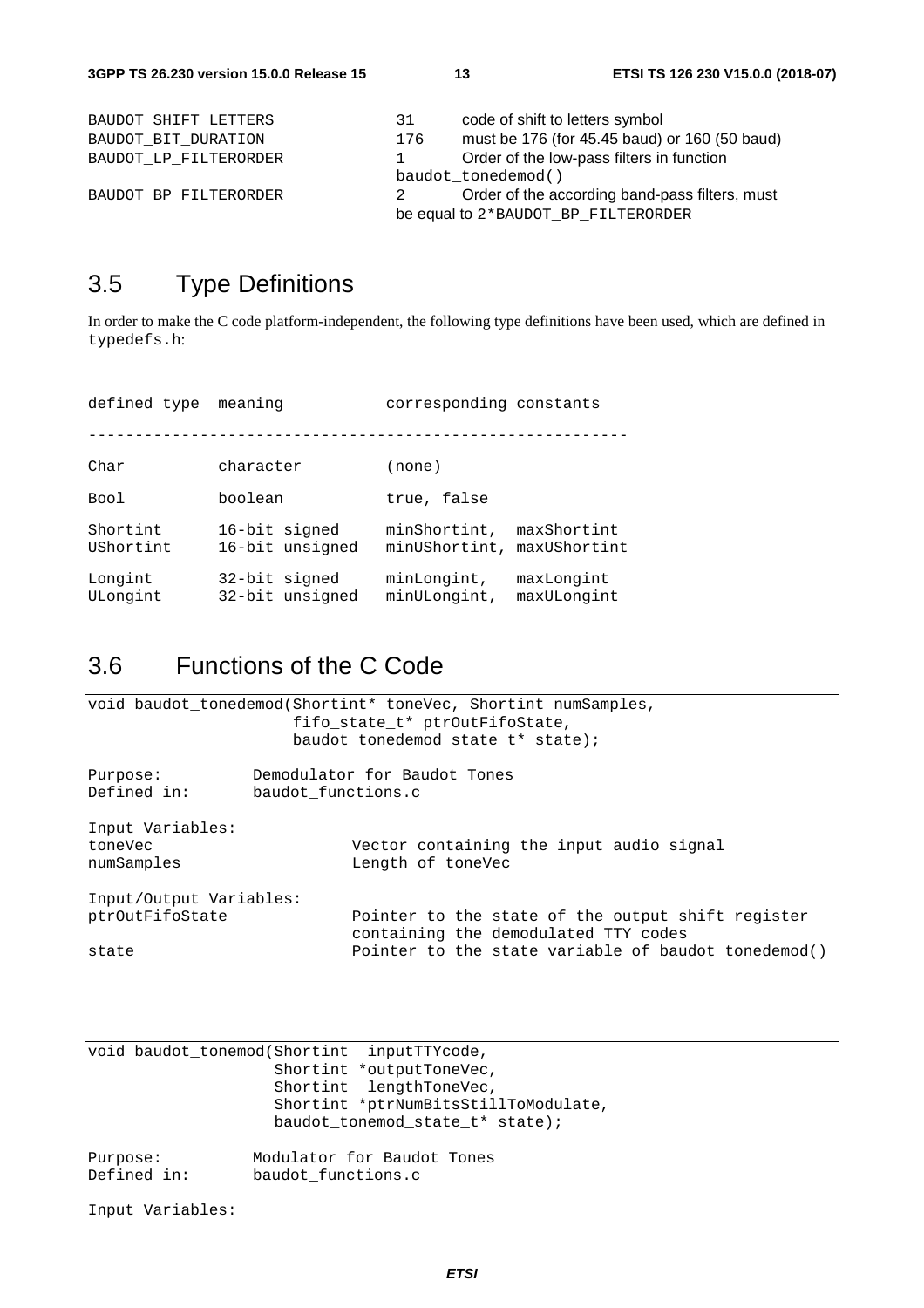```
BAUDOT_SHIFT_LETTERS          31     code of shift to letters symbol
BAUDOT_BIT_DURATION           176    must be 176 (for 45.45 baud) or 160 (50 baud)
BAUDOT_LP_FILTERORDER         1      Order of the low-pass filters in function
                                     baudot_tonedemod()
BAUDOT_BP_FILTERORDER         2      Order of the according band-pass filters, must
                                     be equal to 2*BAUDOT_BP_FILTERORDER
```

## 3.5 Type Definitions

In order to make the C code platform-independent, the following type definitions have been used, which are defined in typedefs.h:

```
defined type  meaning           corresponding constants

---------------------------------------------------------

Char          character         (none)

Bool          boolean           true, false

Shortint      16-bit signed     minShortint,  maxShortint
UShortint     16-bit unsigned   minUShortint, maxUShortint

Longint       32-bit signed     minLongint,   maxLongint
ULongint      32-bit unsigned   minULongint,  maxULongint
```

## 3.6 Functions of the C Code

```
void baudot_tonedemod(Shortint* toneVec, Shortint numSamples,
                      fifo_state_t* ptrOutFifoState,
                      baudot_tonedemod_state_t* state);

Purpose:          Demodulator for Baudot Tones
Defined in:       baudot_functions.c

Input Variables:
toneVec                    Vector containing the input audio signal
numSamples                 Length of toneVec

Input/Output Variables:
ptrOutFifoState            Pointer to the state of the output shift register
                           containing the demodulated TTY codes
state                      Pointer to the state variable of baudot_tonedemod()
```

```
void baudot_tonemod(Shortint  inputTTYcode,
                    Shortint *outputToneVec,
                    Shortint  lengthToneVec,
                    Shortint *ptrNumBitsStillToModulate,
                    baudot_tonemod_state_t* state);

Purpose:          Modulator for Baudot Tones
Defined in:       baudot_functions.c

Input Variables:
```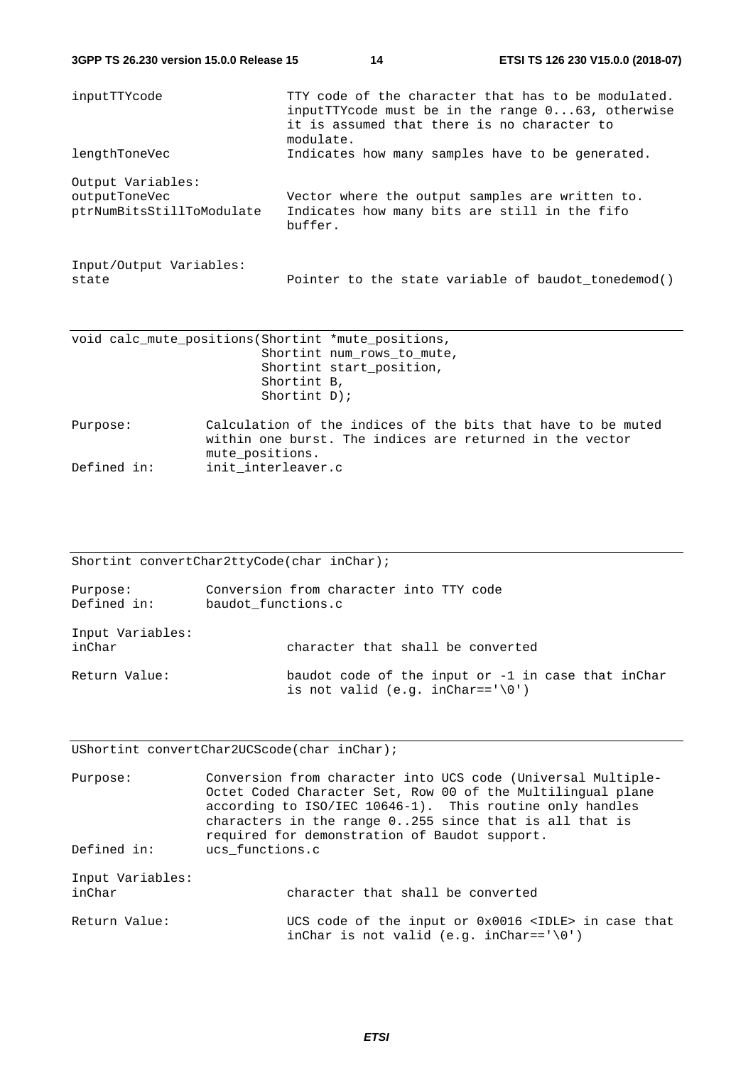| | |
|---|---|
| inputTTYcode | TTY code of the character that has to be modulated. inputTTYcode must be in the range 0...63, otherwise it is assumed that there is no character to modulate. |
| lengthToneVec | Indicates how many samples have to be generated. |

Output Variables:

| | |
|---|---|
| outputToneVec | Vector where the output samples are written to. |
| ptrNumBitsStillToModulate | Indicates how many bits are still in the fifo buffer. |

Input/Output Variables:

| | |
|---|---|
| state | Pointer to the state variable of baudot_tonedemod() |

---

```
void calc_mute_positions(Shortint *mute_positions,
                         Shortint num_rows_to_mute,
                         Shortint start_position,
                         Shortint B,
                         Shortint D);
```

| | |
|---|---|
| Purpose: | Calculation of the indices of the bits that have to be muted within one burst. The indices are returned in the vector mute_positions. |
| Defined in: | init_interleaver.c |

---

```
Shortint convertChar2ttyCode(char inChar);
```

| | |
|---|---|
| Purpose: | Conversion from character into TTY code |
| Defined in: | baudot_functions.c |

Input Variables:

| | |
|---|---|
| inChar | character that shall be converted |

| | |
|---|---|
| Return Value: | baudot code of the input or -1 in case that inChar is not valid (e.g. inChar=='\0') |

---

```
UShortint convertChar2UCScode(char inChar);
```

| | |
|---|---|
| Purpose: | Conversion from character into UCS code (Universal Multiple-Octet Coded Character Set, Row 00 of the Multilingual plane according to ISO/IEC 10646-1). This routine only handles characters in the range 0..255 since that is all that is required for demonstration of Baudot support. |
| Defined in: | ucs_functions.c |

Input Variables:

| | |
|---|---|
| inChar | character that shall be converted |

| | |
|---|---|
| Return Value: | UCS code of the input or 0x0016 <IDLE> in case that inChar is not valid (e.g. inChar=='\0') |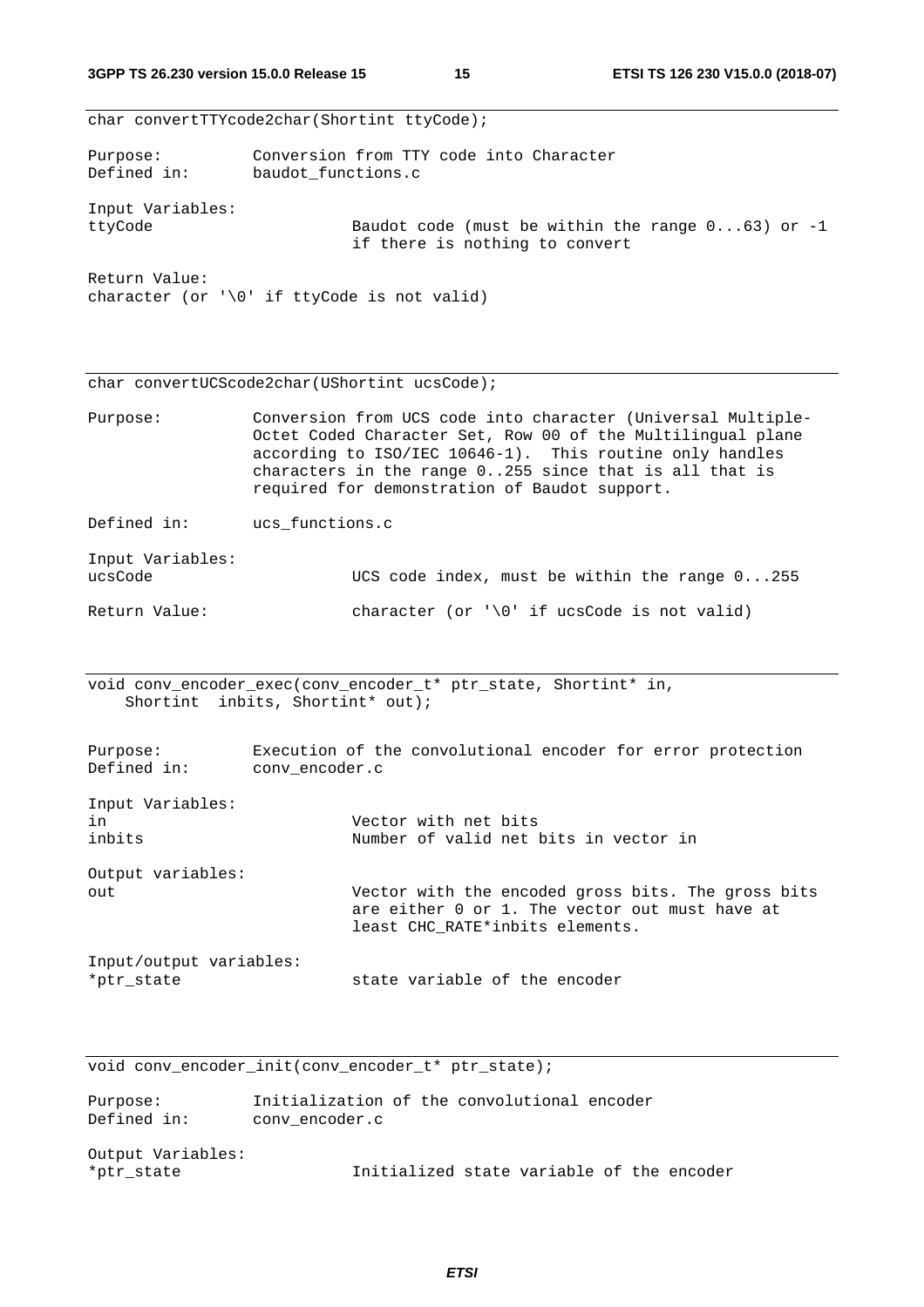```
char convertTTYcode2char(Shortint ttyCode);
```

Purpose: Conversion from TTY code into Character
Defined in: baudot_functions.c

Input Variables:

ttyCode — Baudot code (must be within the range 0...63) or -1 if there is nothing to convert

Return Value:

character (or '\0' if ttyCode is not valid)

---

```
char convertUCScode2char(UShortint ucsCode);
```

Purpose: Conversion from UCS code into character (Universal Multiple-Octet Coded Character Set, Row 00 of the Multilingual plane according to ISO/IEC 10646-1). This routine only handles characters in the range 0..255 since that is all that is required for demonstration of Baudot support.

Defined in: ucs_functions.c

Input Variables:

ucsCode — UCS code index, must be within the range 0...255

Return Value: character (or '\0' if ucsCode is not valid)

---

```
void conv_encoder_exec(conv_encoder_t* ptr_state, Shortint* in,
    Shortint  inbits, Shortint* out);
```

Purpose: Execution of the convolutional encoder for error protection
Defined in: conv_encoder.c

Input Variables:

in — Vector with net bits
inbits — Number of valid net bits in vector in

Output variables:

out — Vector with the encoded gross bits. The gross bits are either 0 or 1. The vector out must have at least CHC_RATE*inbits elements.

Input/output variables:

*ptr_state — state variable of the encoder

---

```
void conv_encoder_init(conv_encoder_t* ptr_state);
```

Purpose: Initialization of the convolutional encoder
Defined in: conv_encoder.c

Output Variables:

*ptr_state — Initialized state variable of the encoder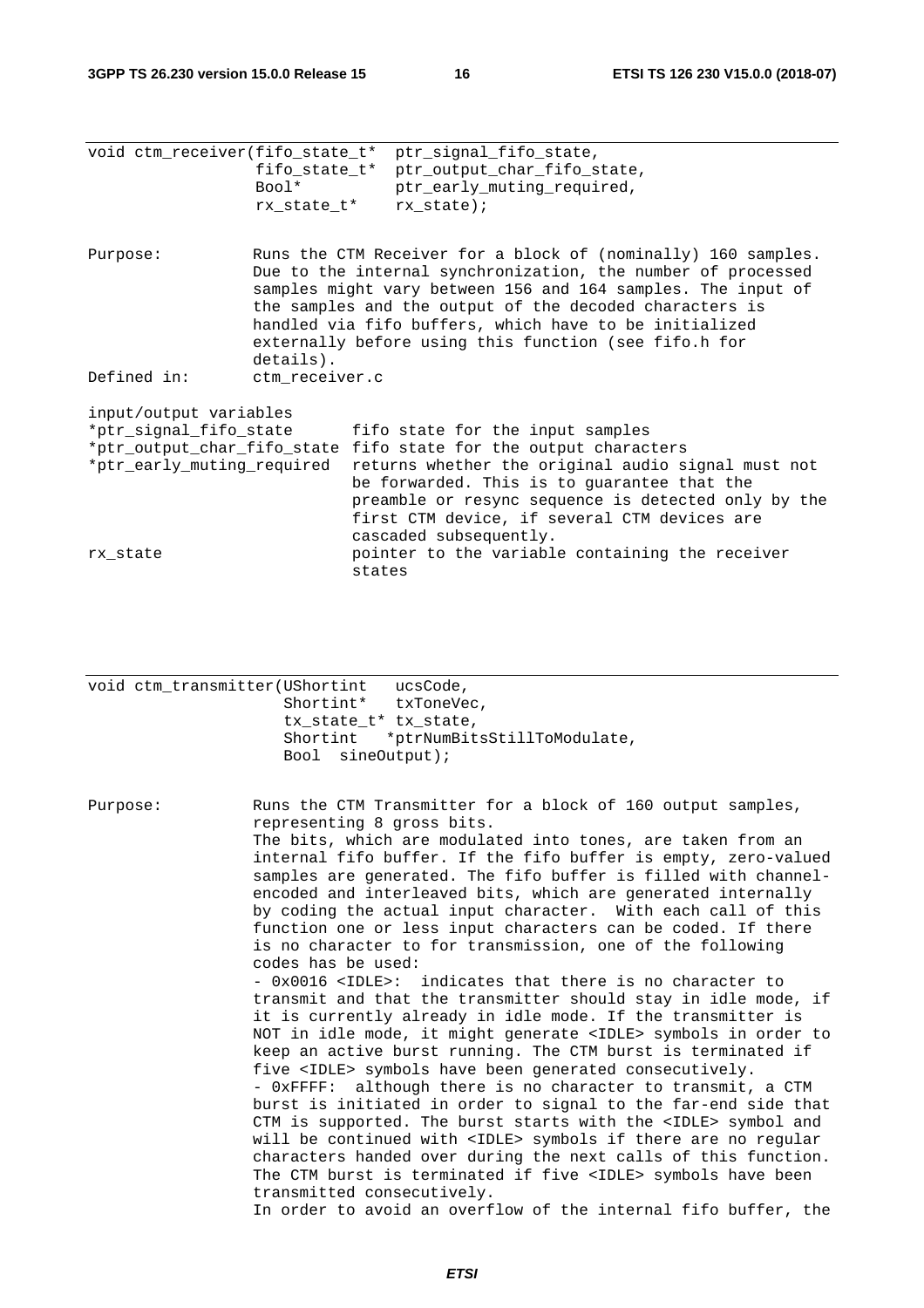```
void ctm_receiver(fifo_state_t*  ptr_signal_fifo_state,
                  fifo_state_t*  ptr_output_char_fifo_state,
                  Bool*          ptr_early_muting_required,
                  rx_state_t*    rx_state);
```

Purpose: Runs the CTM Receiver for a block of (nominally) 160 samples. Due to the internal synchronization, the number of processed samples might vary between 156 and 164 samples. The input of the samples and the output of the decoded characters is handled via fifo buffers, which have to be initialized externally before using this function (see fifo.h for details).

Defined in: ctm_receiver.c

input/output variables

| | |
|---|---|
| *ptr_signal_fifo_state | fifo state for the input samples |
| *ptr_output_char_fifo_state | fifo state for the output characters |
| *ptr_early_muting_required | returns whether the original audio signal must not be forwarded. This is to guarantee that the preamble or resync sequence is detected only by the first CTM device, if several CTM devices are cascaded subsequently. |
| rx_state | pointer to the variable containing the receiver states |

```
void ctm_transmitter(UShortint   ucsCode,
                     Shortint*   txToneVec,
                     tx_state_t* tx_state,
                     Shortint   *ptrNumBitsStillToModulate,
                     Bool  sineOutput);
```

Purpose: Runs the CTM Transmitter for a block of 160 output samples, representing 8 gross bits.
The bits, which are modulated into tones, are taken from an internal fifo buffer. If the fifo buffer is empty, zero-valued samples are generated. The fifo buffer is filled with channel-encoded and interleaved bits, which are generated internally by coding the actual input character. With each call of this function one or less input characters can be coded. If there is no character to for transmission, one of the following codes has be used:
- 0x0016 <IDLE>: indicates that there is no character to transmit and that the transmitter should stay in idle mode, if it is currently already in idle mode. If the transmitter is NOT in idle mode, it might generate <IDLE> symbols in order to keep an active burst running. The CTM burst is terminated if five <IDLE> symbols have been generated consecutively.
- 0xFFFF: although there is no character to transmit, a CTM burst is initiated in order to signal to the far-end side that CTM is supported. The burst starts with the <IDLE> symbol and will be continued with <IDLE> symbols if there are no regular characters handed over during the next calls of this function. The CTM burst is terminated if five <IDLE> symbols have been transmitted consecutively.
In order to avoid an overflow of the internal fifo buffer, the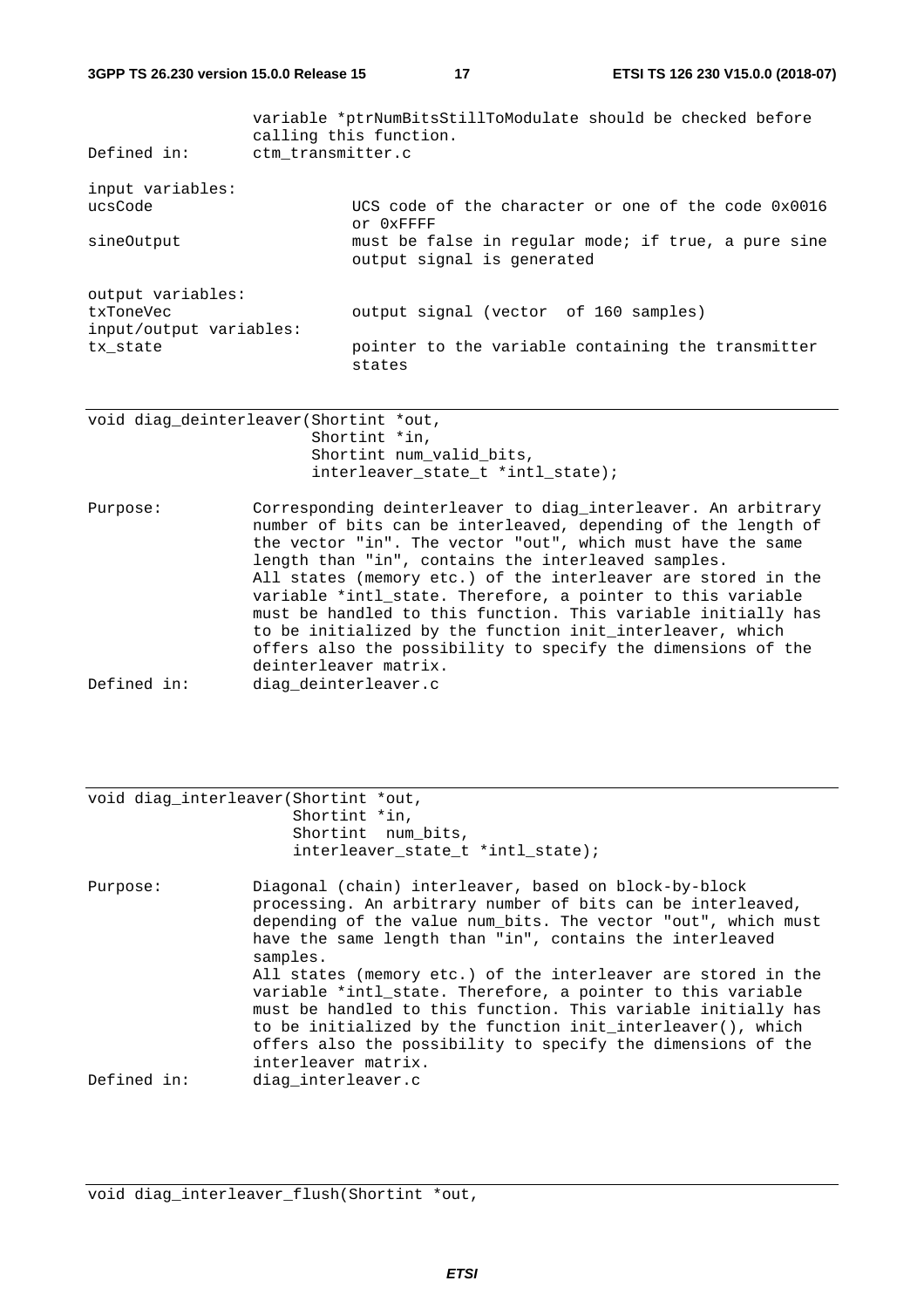variable *ptrNumBitsStillToModulate should be checked before calling this function.

Defined in: ctm_transmitter.c

input variables:

| | |
|---|---|
| ucsCode | UCS code of the character or one of the code 0x0016 or 0xFFFF |
| sineOutput | must be false in regular mode; if true, a pure sine output signal is generated |

output variables:

| | |
|---|---|
| txToneVec | output signal (vector of 160 samples) |

input/output variables:

| | |
|---|---|
| tx_state | pointer to the variable containing the transmitter states |

---

```
void diag_deinterleaver(Shortint *out,
                        Shortint *in,
                        Shortint num_valid_bits,
                        interleaver_state_t *intl_state);
```

Purpose: Corresponding deinterleaver to diag_interleaver. An arbitrary number of bits can be interleaved, depending of the length of the vector "in". The vector "out", which must have the same length than "in", contains the interleaved samples.
All states (memory etc.) of the interleaver are stored in the variable *intl_state. Therefore, a pointer to this variable must be handled to this function. This variable initially has to be initialized by the function init_interleaver, which offers also the possibility to specify the dimensions of the deinterleaver matrix.

Defined in: diag_deinterleaver.c

---

```
void diag_interleaver(Shortint *out,
                      Shortint *in,
                      Shortint  num_bits,
                      interleaver_state_t *intl_state);
```

Purpose: Diagonal (chain) interleaver, based on block-by-block processing. An arbitrary number of bits can be interleaved, depending of the value num_bits. The vector "out", which must have the same length than "in", contains the interleaved samples.
All states (memory etc.) of the interleaver are stored in the variable *intl_state. Therefore, a pointer to this variable must be handled to this function. This variable initially has to be initialized by the function init_interleaver(), which offers also the possibility to specify the dimensions of the interleaver matrix.

Defined in: diag_interleaver.c

---

```
void diag_interleaver_flush(Shortint *out,
```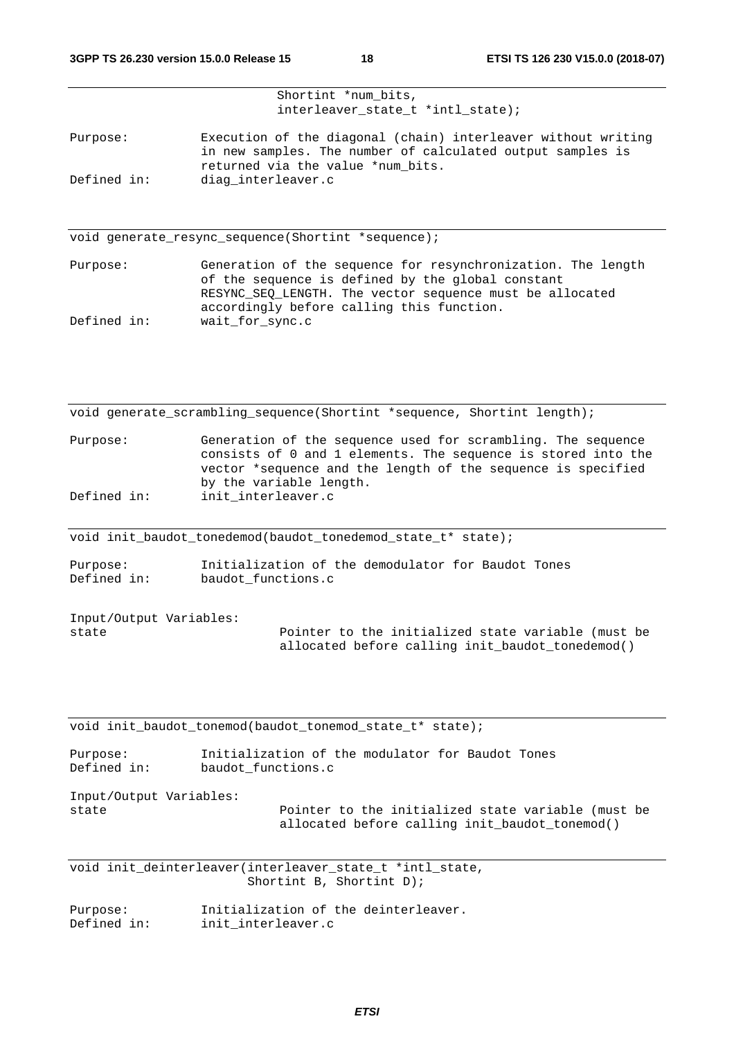```
                    Shortint *num_bits,
                    interleaver_state_t *intl_state);
```

Purpose: Execution of the diagonal (chain) interleaver without writing in new samples. The number of calculated output samples is returned via the value *num_bits.

Defined in: diag_interleaver.c

---

```
void generate_resync_sequence(Shortint *sequence);
```

Purpose: Generation of the sequence for resynchronization. The length of the sequence is defined by the global constant RESYNC_SEQ_LENGTH. The vector sequence must be allocated accordingly before calling this function.

Defined in: wait_for_sync.c

---

```
void generate_scrambling_sequence(Shortint *sequence, Shortint length);
```

Purpose: Generation of the sequence used for scrambling. The sequence consists of 0 and 1 elements. The sequence is stored into the vector *sequence and the length of the sequence is specified by the variable length.

Defined in: init_interleaver.c

---

```
void init_baudot_tonedemod(baudot_tonedemod_state_t* state);
```

Purpose: Initialization of the demodulator for Baudot Tones

Defined in: baudot_functions.c

Input/Output Variables:

state Pointer to the initialized state variable (must be allocated before calling init_baudot_tonedemod()

---

```
void init_baudot_tonemod(baudot_tonemod_state_t* state);
```

Purpose: Initialization of the modulator for Baudot Tones

Defined in: baudot_functions.c

Input/Output Variables:

state Pointer to the initialized state variable (must be allocated before calling init_baudot_tonemod()

---

```
void init_deinterleaver(interleaver_state_t *intl_state,
                        Shortint B, Shortint D);
```

Purpose: Initialization of the deinterleaver.

Defined in: init_interleaver.c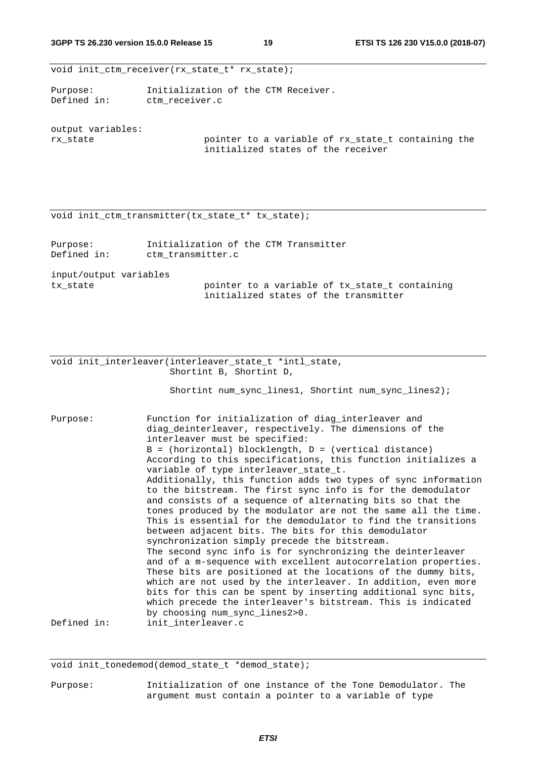```
void init_ctm_receiver(rx_state_t* rx_state);
```

Purpose: Initialization of the CTM Receiver.
Defined in: ctm_receiver.c

output variables:

rx_state — pointer to a variable of rx_state_t containing the initialized states of the receiver

```
void init_ctm_transmitter(tx_state_t* tx_state);
```

Purpose: Initialization of the CTM Transmitter
Defined in: ctm_transmitter.c

input/output variables

tx_state — pointer to a variable of tx_state_t containing initialized states of the transmitter

```
void init_interleaver(interleaver_state_t *intl_state,
                      Shortint B, Shortint D,

                      Shortint num_sync_lines1, Shortint num_sync_lines2);
```

Purpose: Function for initialization of diag_interleaver and diag_deinterleaver, respectively. The dimensions of the interleaver must be specified:
B = (horizontal) blocklength, D = (vertical distance)
According to this specifications, this function initializes a variable of type interleaver_state_t.
Additionally, this function adds two types of sync information to the bitstream. The first sync info is for the demodulator and consists of a sequence of alternating bits so that the tones produced by the modulator are not the same all the time. This is essential for the demodulator to find the transitions between adjacent bits. The bits for this demodulator synchronization simply precede the bitstream.
The second sync info is for synchronizing the deinterleaver and of a m-sequence with excellent autocorrelation properties. These bits are positioned at the locations of the dummy bits, which are not used by the interleaver. In addition, even more bits for this can be spent by inserting additional sync bits, which precede the interleaver's bitstream. This is indicated by choosing num_sync_lines2>0.
Defined in: init_interleaver.c

```
void init_tonedemod(demod_state_t *demod_state);
```

Purpose: Initialization of one instance of the Tone Demodulator. The argument must contain a pointer to a variable of type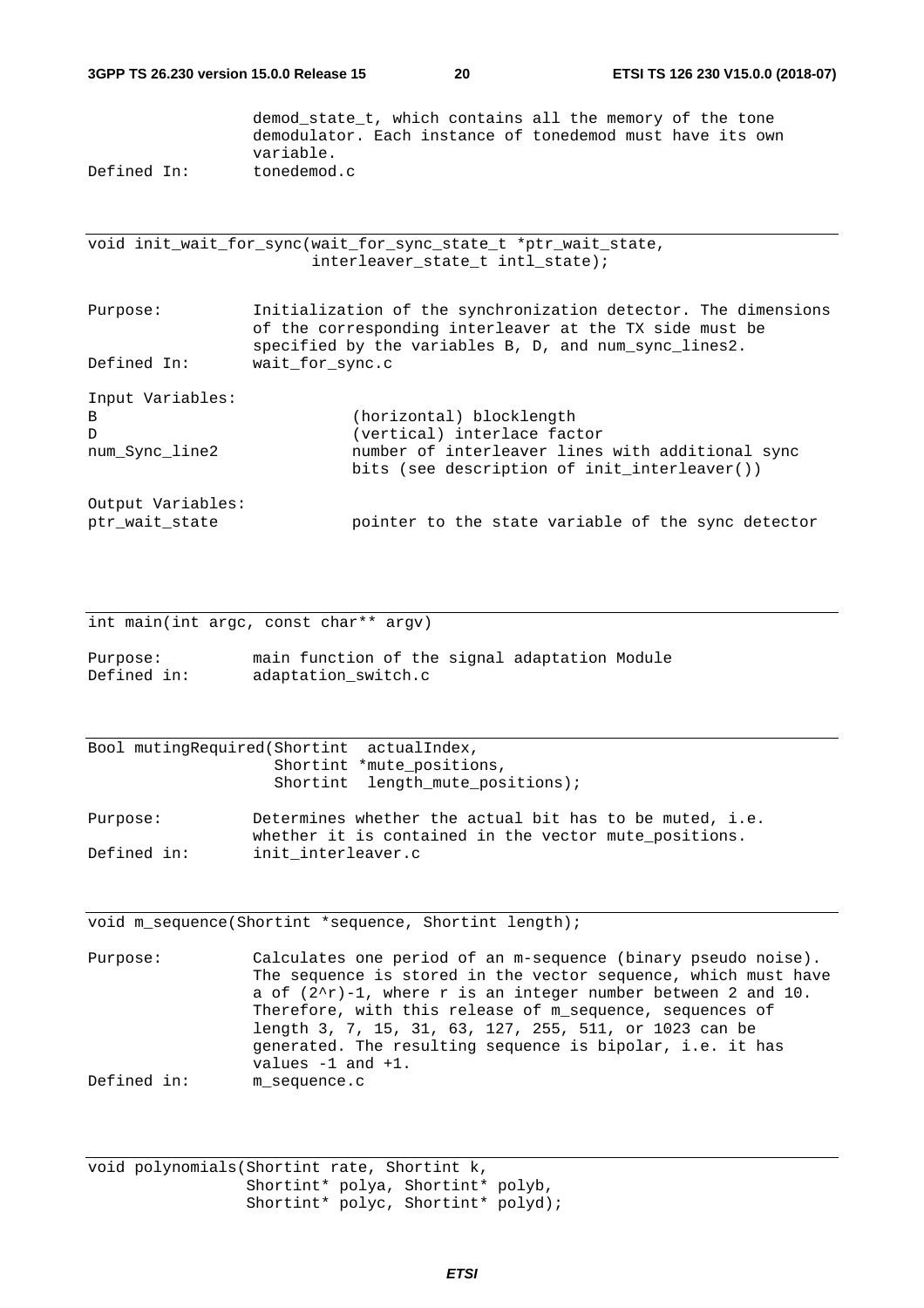```
               demod_state_t, which contains all the memory of the tone
               demodulator. Each instance of tonedemod must have its own
               variable.
Defined In:    tonedemod.c
```

---

```
void init_wait_for_sync(wait_for_sync_state_t *ptr_wait_state,
                        interleaver_state_t intl_state);
```

```
Purpose:       Initialization of the synchronization detector. The dimensions
               of the corresponding interleaver at the TX side must be
               specified by the variables B, D, and num_sync_lines2.
Defined In:    wait_for_sync.c

Input Variables:
B                        (horizontal) blocklength
D                        (vertical) interlace factor
num_Sync_line2           number of interleaver lines with additional sync
                         bits (see description of init_interleaver())

Output Variables:
ptr_wait_state           pointer to the state variable of the sync detector
```

---

```
int main(int argc, const char** argv)
```

```
Purpose:       main function of the signal adaptation Module
Defined in:    adaptation_switch.c
```

---

```
Bool mutingRequired(Shortint  actualIndex,
                    Shortint *mute_positions,
                    Shortint  length_mute_positions);
```

```
Purpose:       Determines whether the actual bit has to be muted, i.e.
               whether it is contained in the vector mute_positions.
Defined in:    init_interleaver.c
```

---

```
void m_sequence(Shortint *sequence, Shortint length);
```

```
Purpose:       Calculates one period of an m-sequence (binary pseudo noise).
               The sequence is stored in the vector sequence, which must have
               a of (2^r)-1, where r is an integer number between 2 and 10.
               Therefore, with this release of m_sequence, sequences of
               length 3, 7, 15, 31, 63, 127, 255, 511, or 1023 can be
               generated. The resulting sequence is bipolar, i.e. it has
               values -1 and +1.
Defined in:    m_sequence.c
```

---

```
void polynomials(Shortint rate, Shortint k,
                 Shortint* polya, Shortint* polyb,
                 Shortint* polyc, Shortint* polyd);
```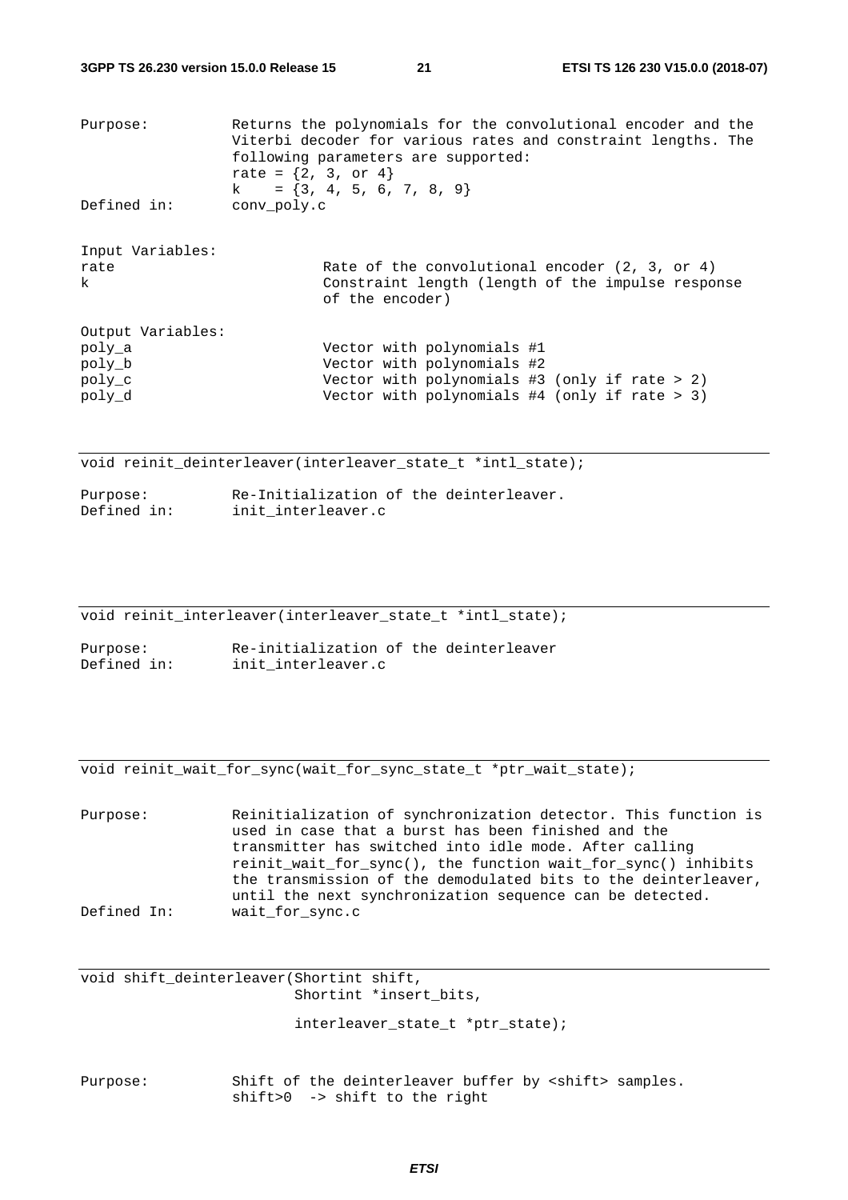```
Purpose:          Returns the polynomials for the convolutional encoder and the
                  Viterbi decoder for various rates and constraint lengths. The
                  following parameters are supported:
                  rate = {2, 3, or 4}
                  k    = {3, 4, 5, 6, 7, 8, 9}
Defined in:       conv_poly.c

Input Variables:
rate                        Rate of the convolutional encoder (2, 3, or 4)
k                           Constraint length (length of the impulse response
                            of the encoder)

Output Variables:
poly_a                      Vector with polynomials #1
poly_b                      Vector with polynomials #2
poly_c                      Vector with polynomials #3 (only if rate > 2)
poly_d                      Vector with polynomials #4 (only if rate > 3)
```

---

```
void reinit_deinterleaver(interleaver_state_t *intl_state);

Purpose:          Re-Initialization of the deinterleaver.
Defined in:       init_interleaver.c
```

---

```
void reinit_interleaver(interleaver_state_t *intl_state);

Purpose:          Re-initialization of the deinterleaver
Defined in:       init_interleaver.c
```

---

```
void reinit_wait_for_sync(wait_for_sync_state_t *ptr_wait_state);

Purpose:          Reinitialization of synchronization detector. This function is
                  used in case that a burst has been finished and the
                  transmitter has switched into idle mode. After calling
                  reinit_wait_for_sync(), the function wait_for_sync() inhibits
                  the transmission of the demodulated bits to the deinterleaver,
                  until the next synchronization sequence can be detected.
Defined In:       wait_for_sync.c
```

---

```
void shift_deinterleaver(Shortint shift,
                         Shortint *insert_bits,

                         interleaver_state_t *ptr_state);

Purpose:          Shift of the deinterleaver buffer by <shift> samples.
                  shift>0  -> shift to the right
```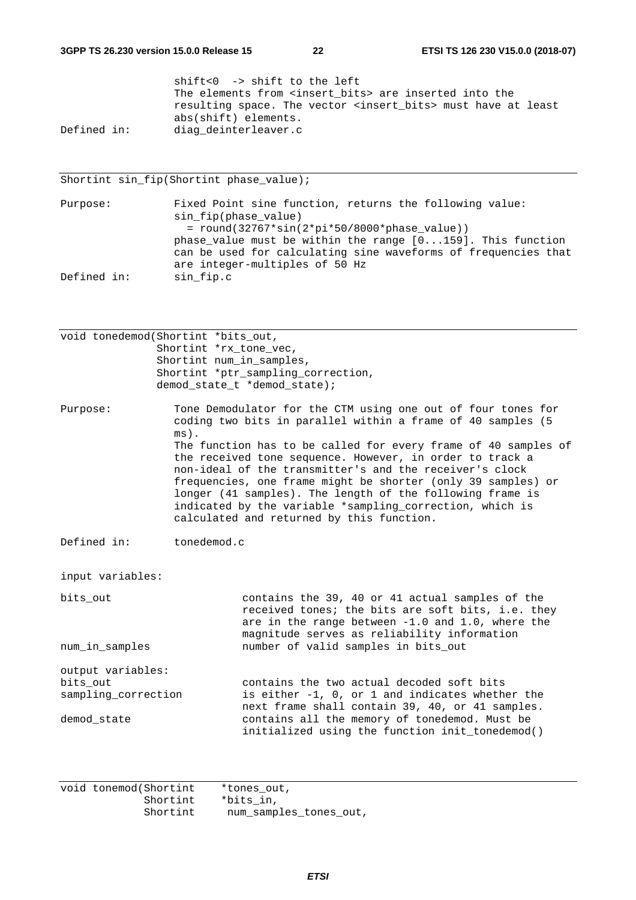```
                 shift<0  -> shift to the left
                 The elements from <insert_bits> are inserted into the
                 resulting space. The vector <insert_bits> must have at least
                 abs(shift) elements.
Defined in:      diag_deinterleaver.c
```

---

```
Shortint sin_fip(Shortint phase_value);
```

```
Purpose:         Fixed Point sine function, returns the following value:
                 sin_fip(phase_value)
                   = round(32767*sin(2*pi*50/8000*phase_value))
                 phase_value must be within the range [0...159]. This function
                 can be used for calculating sine waveforms of frequencies that
                 are integer-multiples of 50 Hz
Defined in:      sin_fip.c
```

---

```
void tonedemod(Shortint *bits_out,
               Shortint *rx_tone_vec,
               Shortint num_in_samples,
               Shortint *ptr_sampling_correction,
               demod_state_t *demod_state);
```

```
Purpose:         Tone Demodulator for the CTM using one out of four tones for
                 coding two bits in parallel within a frame of 40 samples (5
                 ms).
                 The function has to be called for every frame of 40 samples of
                 the received tone sequence. However, in order to track a
                 non-ideal of the transmitter's and the receiver's clock
                 frequencies, one frame might be shorter (only 39 samples) or
                 longer (41 samples). The length of the following frame is
                 indicated by the variable *sampling_correction, which is
                 calculated and returned by this function.

Defined in:      tonedemod.c


input variables:

bits_out                   contains the 39, 40 or 41 actual samples of the
                           received tones; the bits are soft bits, i.e. they
                           are in the range between -1.0 and 1.0, where the
                           magnitude serves as reliability information
num_in_samples             number of valid samples in bits_out

output variables:
bits_out                   contains the two actual decoded soft bits
sampling_correction        is either -1, 0, or 1 and indicates whether the
                           next frame shall contain 39, 40, or 41 samples.
demod_state                contains all the memory of tonedemod. Must be
                           initialized using the function init_tonedemod()
```

---

```
void tonemod(Shortint    *tones_out,
             Shortint    *bits_in,
             Shortint     num_samples_tones_out,
```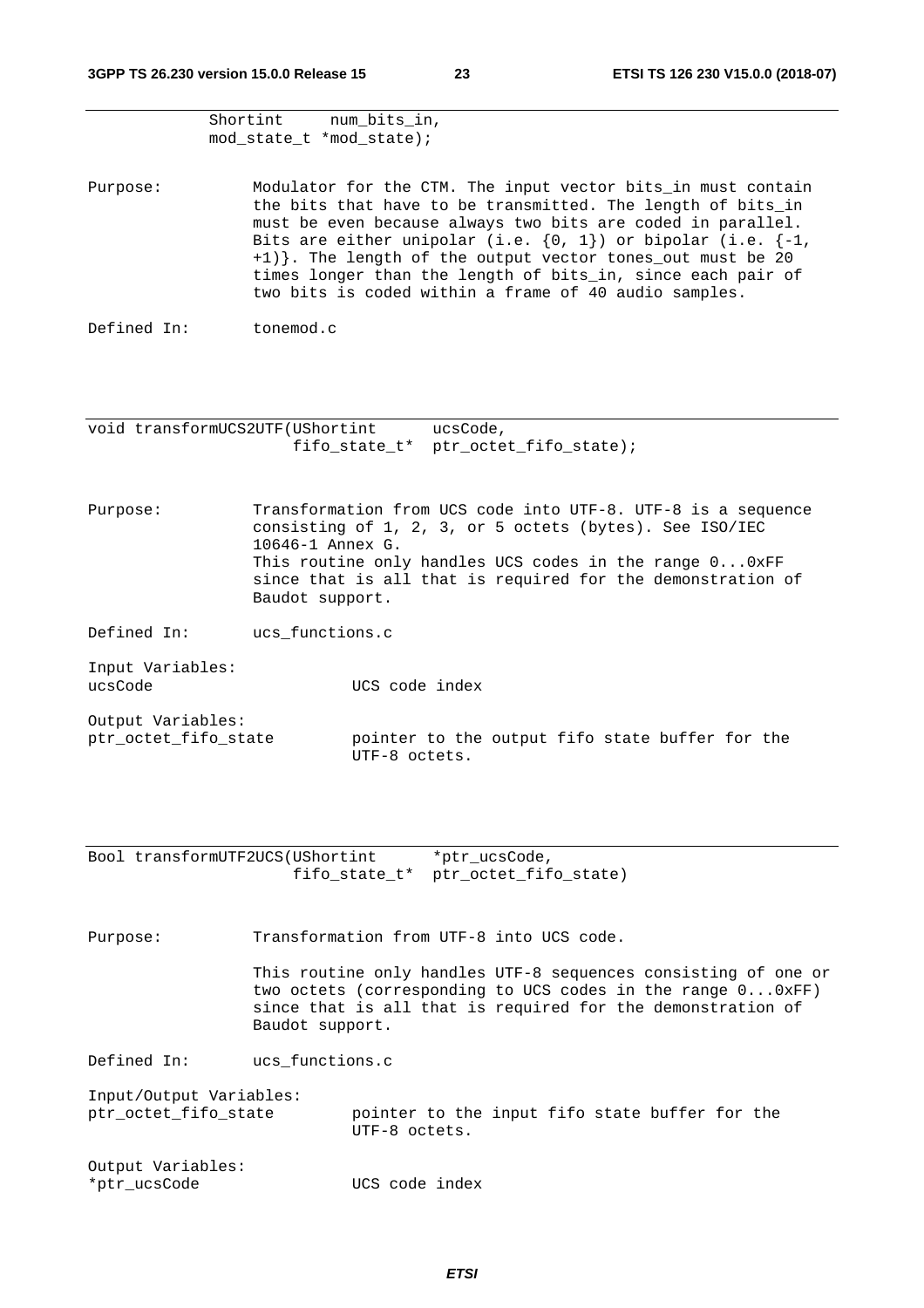```
             Shortint      num_bits_in,
             mod_state_t *mod_state);
```

Purpose: Modulator for the CTM. The input vector bits_in must contain the bits that have to be transmitted. The length of bits_in must be even because always two bits are coded in parallel. Bits are either unipolar (i.e. {0, 1}) or bipolar (i.e. {-1, +1)}. The length of the output vector tones_out must be 20 times longer than the length of bits_in, since each pair of two bits is coded within a frame of 40 audio samples.

Defined In: tonemod.c

---

```
void transformUCS2UTF(UShortint       ucsCode,
                      fifo_state_t*  ptr_octet_fifo_state);
```

Purpose: Transformation from UCS code into UTF-8. UTF-8 is a sequence consisting of 1, 2, 3, or 5 octets (bytes). See ISO/IEC 10646-1 Annex G.
This routine only handles UCS codes in the range 0...0xFF since that is all that is required for the demonstration of Baudot support.

Defined In: ucs_functions.c

Input Variables:

ucsCode UCS code index

Output Variables:

ptr_octet_fifo_state pointer to the output fifo state buffer for the UTF-8 octets.

---

```
Bool transformUTF2UCS(UShortint       *ptr_ucsCode,
                      fifo_state_t*  ptr_octet_fifo_state)
```

Purpose: Transformation from UTF-8 into UCS code.

This routine only handles UTF-8 sequences consisting of one or two octets (corresponding to UCS codes in the range 0...0xFF) since that is all that is required for the demonstration of Baudot support.

Defined In: ucs_functions.c

Input/Output Variables:

ptr_octet_fifo_state pointer to the input fifo state buffer for the UTF-8 octets.

Output Variables:

*ptr_ucsCode UCS code index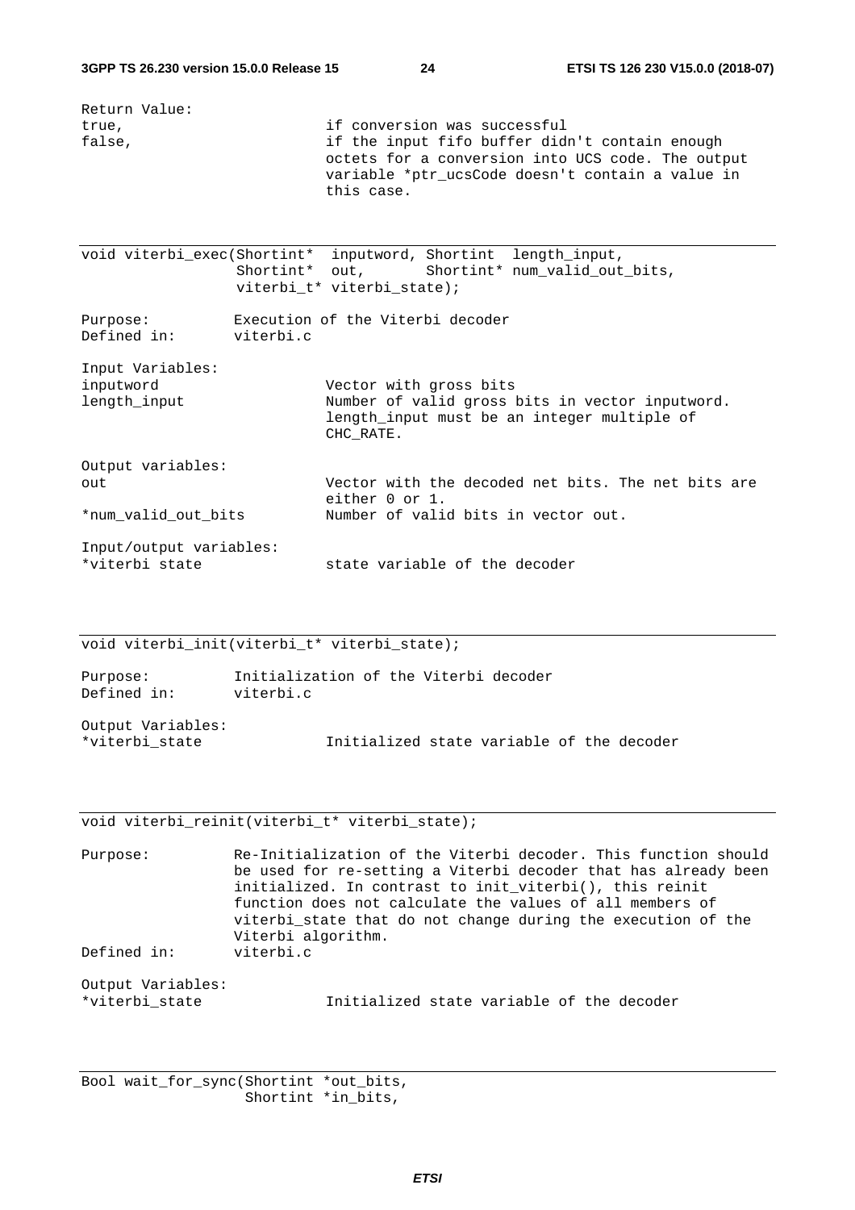Return Value:
true, if conversion was successful
false, if the input fifo buffer didn't contain enough octets for a conversion into UCS code. The output variable *ptr_ucsCode doesn't contain a value in this case.

---

```
void viterbi_exec(Shortint*  inputword, Shortint  length_input,
                  Shortint*  out,       Shortint* num_valid_out_bits,
                  viterbi_t* viterbi_state);
```

Purpose: Execution of the Viterbi decoder
Defined in: viterbi.c

Input Variables:
inputword Vector with gross bits
length_input Number of valid gross bits in vector inputword. length_input must be an integer multiple of CHC_RATE.

Output variables:
out Vector with the decoded net bits. The net bits are either 0 or 1.
*num_valid_out_bits Number of valid bits in vector out.

Input/output variables:
*viterbi state state variable of the decoder

---

```
void viterbi_init(viterbi_t* viterbi_state);
```

Purpose: Initialization of the Viterbi decoder
Defined in: viterbi.c

Output Variables:
*viterbi_state Initialized state variable of the decoder

---

```
void viterbi_reinit(viterbi_t* viterbi_state);
```

Purpose: Re-Initialization of the Viterbi decoder. This function should be used for re-setting a Viterbi decoder that has already been initialized. In contrast to init_viterbi(), this reinit function does not calculate the values of all members of viterbi_state that do not change during the execution of the Viterbi algorithm.
Defined in: viterbi.c

Output Variables:
*viterbi_state Initialized state variable of the decoder

---

```
Bool wait_for_sync(Shortint *out_bits,
                   Shortint *in_bits,
```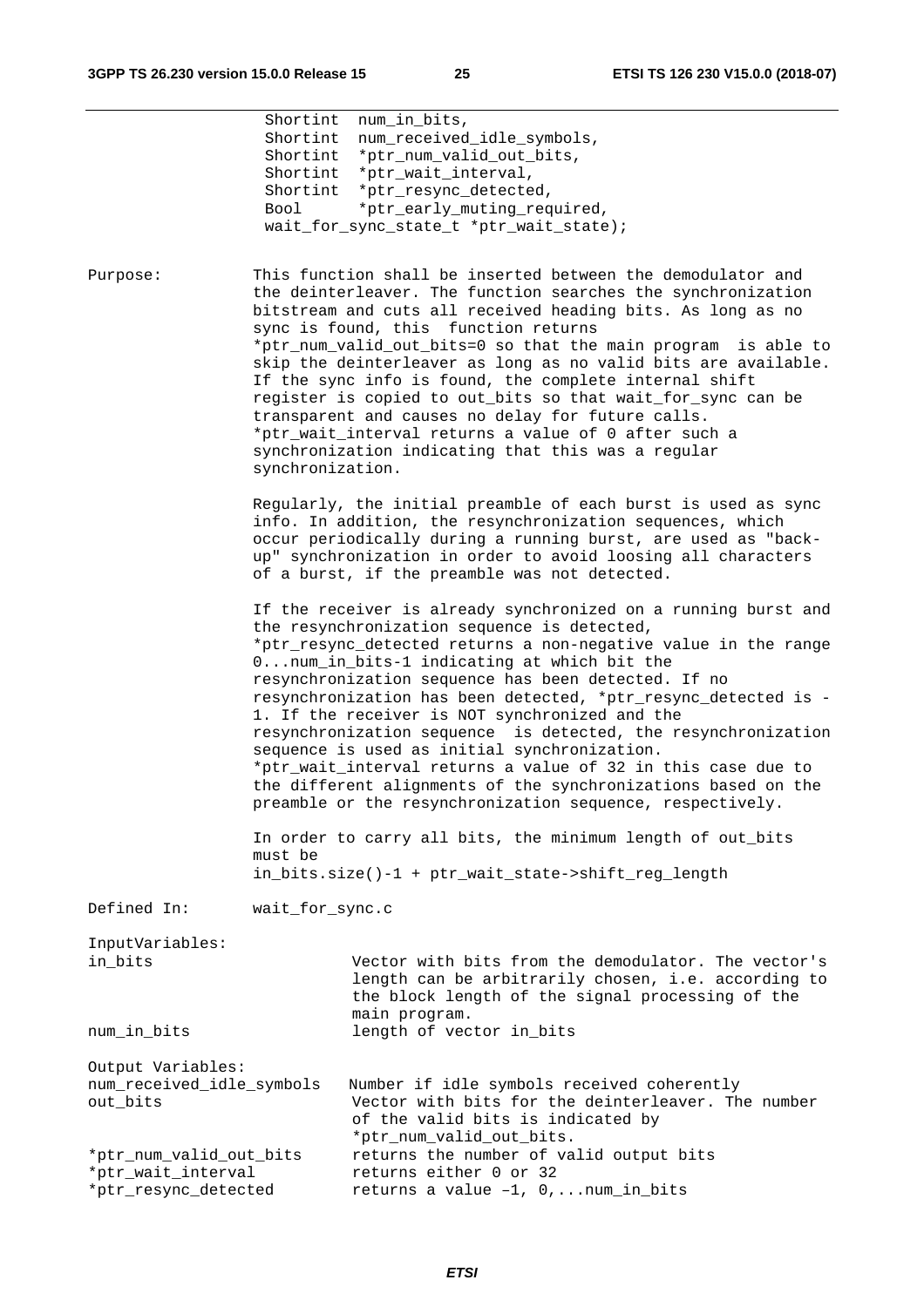```
                 Shortint  num_in_bits,
                 Shortint  num_received_idle_symbols,
                 Shortint  *ptr_num_valid_out_bits,
                 Shortint  *ptr_wait_interval,
                 Shortint  *ptr_resync_detected,
                 Bool      *ptr_early_muting_required,
                 wait_for_sync_state_t *ptr_wait_state);
```

Purpose: This function shall be inserted between the demodulator and the deinterleaver. The function searches the synchronization bitstream and cuts all received heading bits. As long as no sync is found, this function returns *ptr_num_valid_out_bits=0 so that the main program is able to skip the deinterleaver as long as no valid bits are available. If the sync info is found, the complete internal shift register is copied to out_bits so that wait_for_sync can be transparent and causes no delay for future calls. *ptr_wait_interval returns a value of 0 after such a synchronization indicating that this was a regular synchronization.

Regularly, the initial preamble of each burst is used as sync info. In addition, the resynchronization sequences, which occur periodically during a running burst, are used as "back-up" synchronization in order to avoid loosing all characters of a burst, if the preamble was not detected.

If the receiver is already synchronized on a running burst and the resynchronization sequence is detected, *ptr_resync_detected returns a non-negative value in the range 0...num_in_bits-1 indicating at which bit the resynchronization sequence has been detected. If no resynchronization has been detected, *ptr_resync_detected is -1. If the receiver is NOT synchronized and the resynchronization sequence is detected, the resynchronization sequence is used as initial synchronization. *ptr_wait_interval returns a value of 32 in this case due to the different alignments of the synchronizations based on the preamble or the resynchronization sequence, respectively.

In order to carry all bits, the minimum length of out_bits must be in_bits.size()-1 + ptr_wait_state->shift_reg_length

Defined In: wait_for_sync.c

InputVariables:

| | |
|---|---|
| in_bits | Vector with bits from the demodulator. The vector's length can be arbitrarily chosen, i.e. according to the block length of the signal processing of the main program. |
| num_in_bits | length of vector in_bits |

Output Variables:

| | |
|---|---|
| num_received_idle_symbols | Number if idle symbols received coherently |
| out_bits | Vector with bits for the deinterleaver. The number of the valid bits is indicated by *ptr_num_valid_out_bits. |
| *ptr_num_valid_out_bits | returns the number of valid output bits |
| *ptr_wait_interval | returns either 0 or 32 |
| *ptr_resync_detected | returns a value –1, 0,...num_in_bits |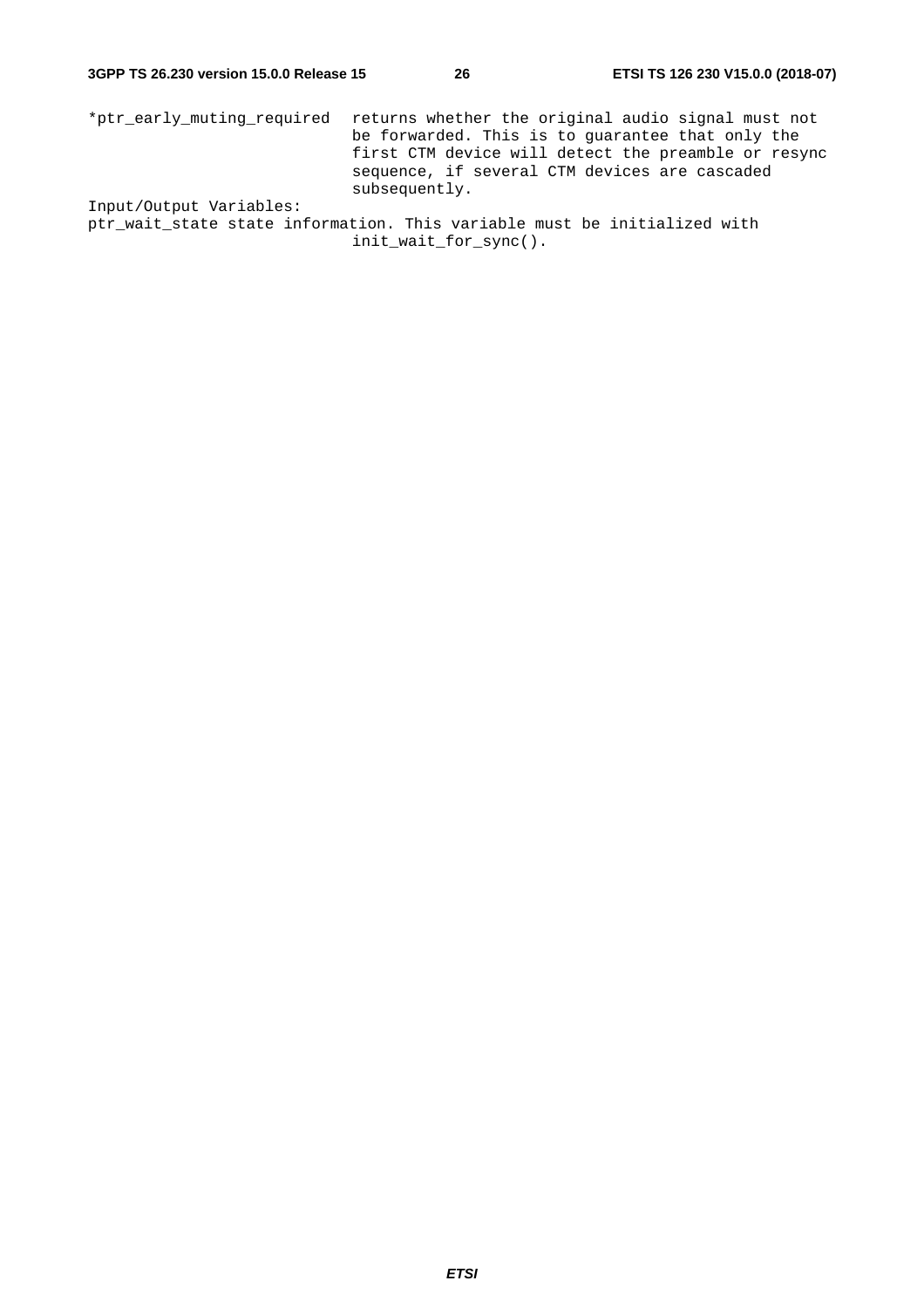```
*ptr_early_muting_required  returns whether the original audio signal must not
                            be forwarded. This is to guarantee that only the
                            first CTM device will detect the preamble or resync
                            sequence, if several CTM devices are cascaded
                            subsequently.
Input/Output Variables:
ptr_wait_state state information. This variable must be initialized with
                            init_wait_for_sync().
```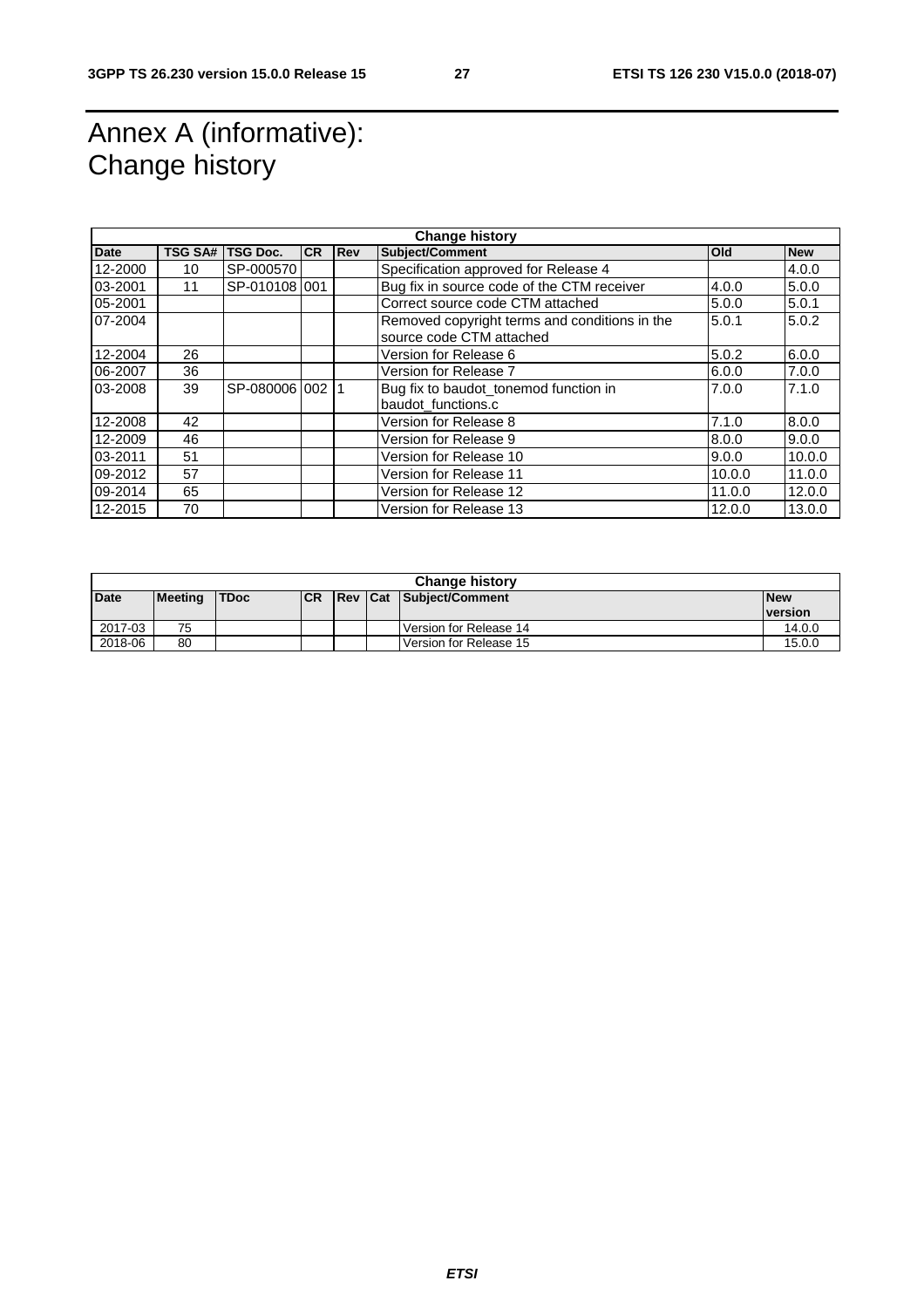# Annex A (informative): Change history

| Change history | | | | | | | |
|---|---|---|---|---|---|---|---|
| **Date** | **TSG SA#** | **TSG Doc.** | **CR** | **Rev** | **Subject/Comment** | **Old** | **New** |
| 12-2000 | 10 | SP-000570 | | | Specification approved for Release 4 | | 4.0.0 |
| 03-2001 | 11 | SP-010108 | 001 | | Bug fix in source code of the CTM receiver | 4.0.0 | 5.0.0 |
| 05-2001 | | | | | Correct source code CTM attached | 5.0.0 | 5.0.1 |
| 07-2004 | | | | | Removed copyright terms and conditions in the source code CTM attached | 5.0.1 | 5.0.2 |
| 12-2004 | 26 | | | | Version for Release 6 | 5.0.2 | 6.0.0 |
| 06-2007 | 36 | | | | Version for Release 7 | 6.0.0 | 7.0.0 |
| 03-2008 | 39 | SP-080006 | 002 | 1 | Bug fix to baudot_tonemod function in baudot_functions.c | 7.0.0 | 7.1.0 |
| 12-2008 | 42 | | | | Version for Release 8 | 7.1.0 | 8.0.0 |
| 12-2009 | 46 | | | | Version for Release 9 | 8.0.0 | 9.0.0 |
| 03-2011 | 51 | | | | Version for Release 10 | 9.0.0 | 10.0.0 |
| 09-2012 | 57 | | | | Version for Release 11 | 10.0.0 | 11.0.0 |
| 09-2014 | 65 | | | | Version for Release 12 | 11.0.0 | 12.0.0 |
| 12-2015 | 70 | | | | Version for Release 13 | 12.0.0 | 13.0.0 |

| Change history | | | | | | | |
|---|---|---|---|---|---|---|---|
| **Date** | **Meeting** | **TDoc** | **CR** | **Rev** | **Cat** | **Subject/Comment** | **New version** |
| 2017-03 | 75 | | | | | Version for Release 14 | 14.0.0 |
| 2018-06 | 80 | | | | | Version for Release 15 | 15.0.0 |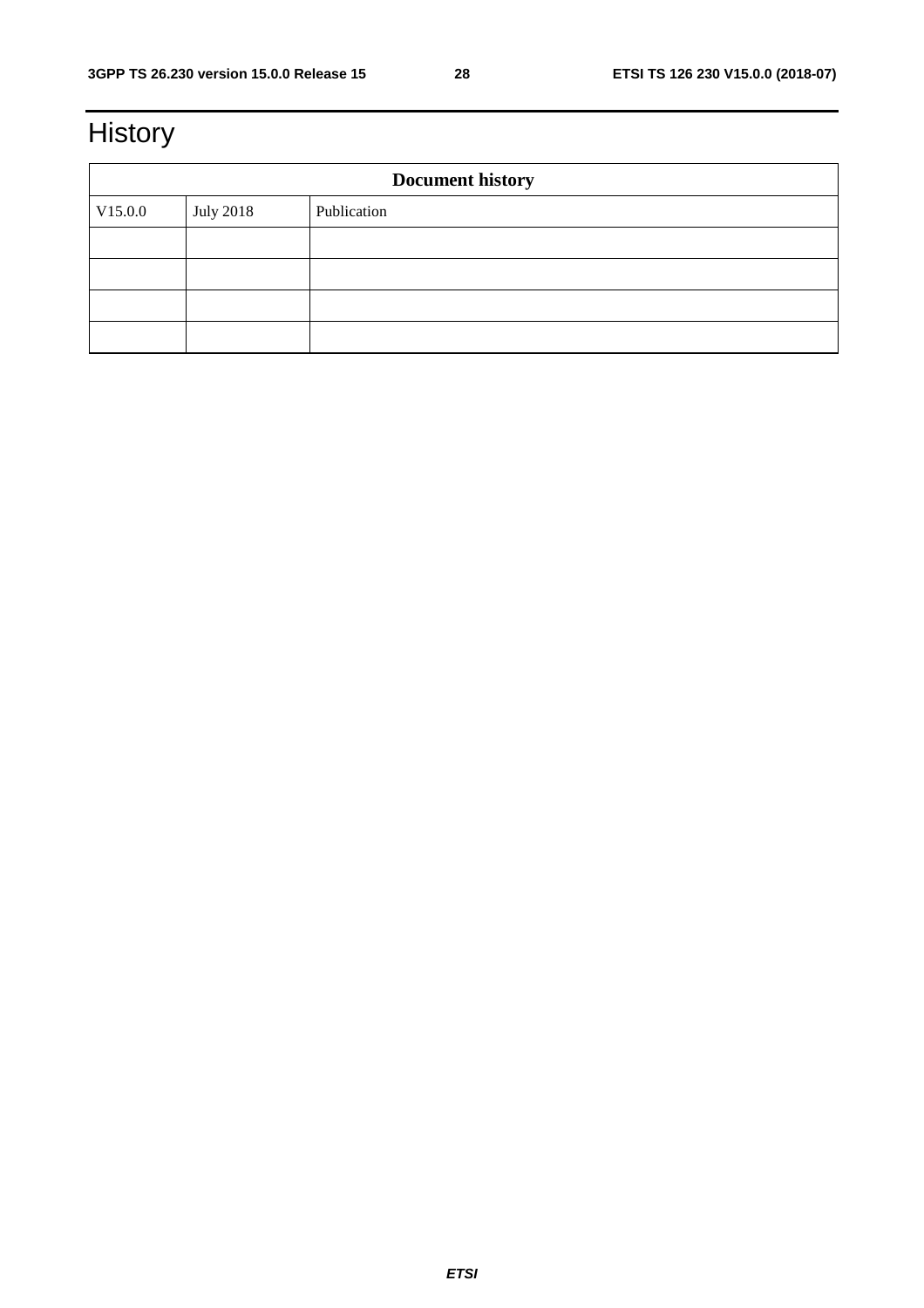# History

| Document history | | |
|---|---|---|
| V15.0.0 | July 2018 | Publication |
| | | |
| | | |
| | | |
| | | |